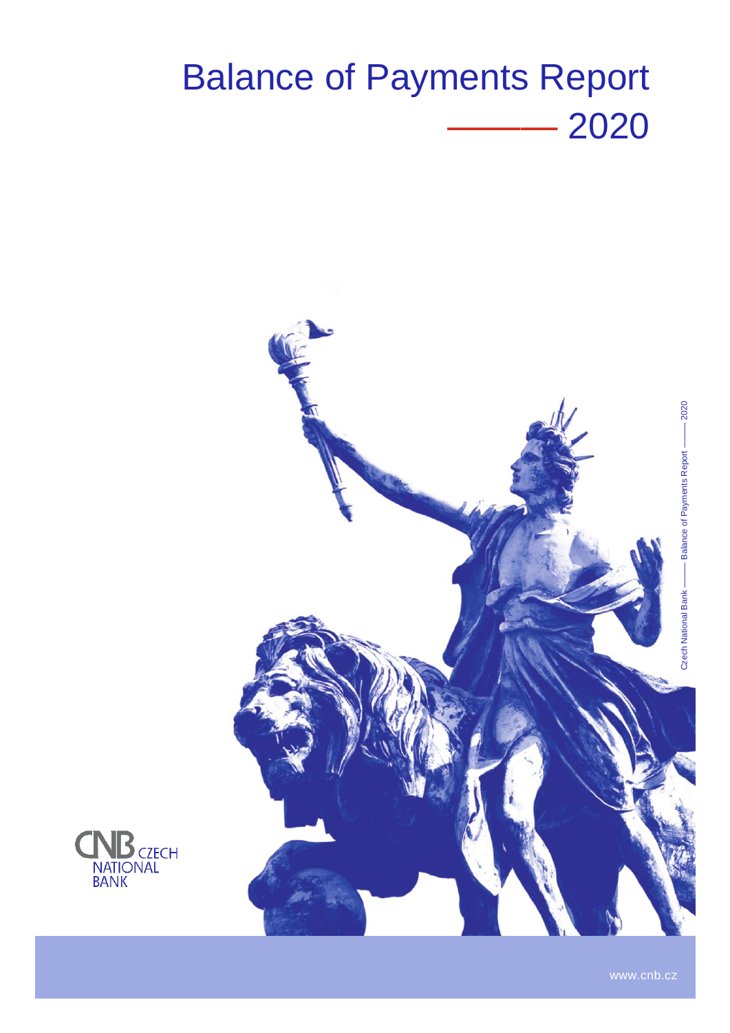# Balance of Payments Report

## 2020

Czech National Bank —— Balance of Payments Report —— 2020

CNB CZECH NATIONAL BANK

www.cnb.cz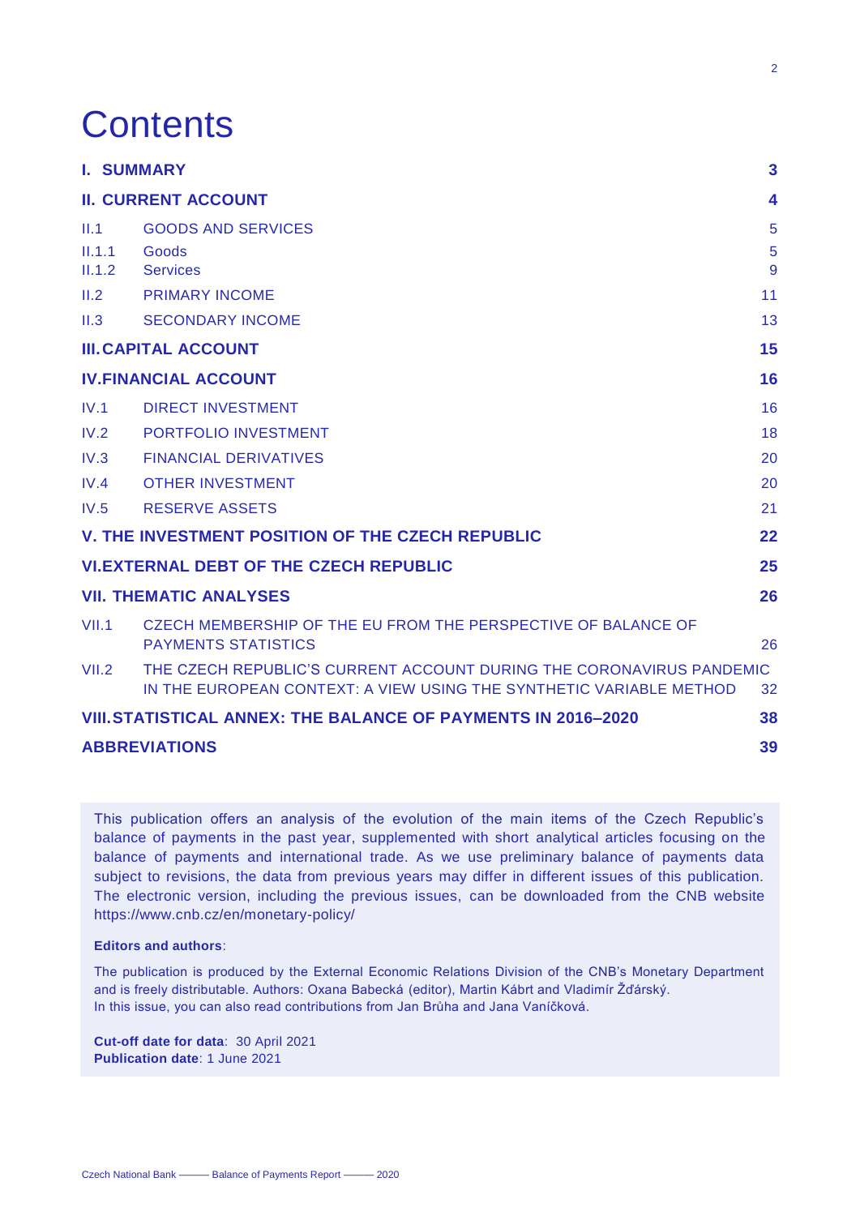# Contents

| | | |
|---|---|---|
| **I. SUMMARY** | | **3** |
| **II. CURRENT ACCOUNT** | | **4** |
| II.1 | GOODS AND SERVICES | 5 |
| II.1.1 | Goods | 5 |
| II.1.2 | Services | 9 |
| II.2 | PRIMARY INCOME | 11 |
| II.3 | SECONDARY INCOME | 13 |
| **III. CAPITAL ACCOUNT** | | **15** |
| **IV. FINANCIAL ACCOUNT** | | **16** |
| IV.1 | DIRECT INVESTMENT | 16 |
| IV.2 | PORTFOLIO INVESTMENT | 18 |
| IV.3 | FINANCIAL DERIVATIVES | 20 |
| IV.4 | OTHER INVESTMENT | 20 |
| IV.5 | RESERVE ASSETS | 21 |
| **V. THE INVESTMENT POSITION OF THE CZECH REPUBLIC** | | **22** |
| **VI. EXTERNAL DEBT OF THE CZECH REPUBLIC** | | **25** |
| **VII. THEMATIC ANALYSES** | | **26** |
| VII.1 | CZECH MEMBERSHIP OF THE EU FROM THE PERSPECTIVE OF BALANCE OF PAYMENTS STATISTICS | 26 |
| VII.2 | THE CZECH REPUBLIC'S CURRENT ACCOUNT DURING THE CORONAVIRUS PANDEMIC IN THE EUROPEAN CONTEXT: A VIEW USING THE SYNTHETIC VARIABLE METHOD | 32 |
| **VIII. STATISTICAL ANNEX: THE BALANCE OF PAYMENTS IN 2016–2020** | | **38** |
| **ABBREVIATIONS** | | **39** |

This publication offers an analysis of the evolution of the main items of the Czech Republic's balance of payments in the past year, supplemented with short analytical articles focusing on the balance of payments and international trade. As we use preliminary balance of payments data subject to revisions, the data from previous years may differ in different issues of this publication. The electronic version, including the previous issues, can be downloaded from the CNB website https://www.cnb.cz/en/monetary-policy/

**Editors and authors**:

The publication is produced by the External Economic Relations Division of the CNB's Monetary Department and is freely distributable. Authors: Oxana Babecká (editor), Martin Kábrt and Vladimír Žďárský.
In this issue, you can also read contributions from Jan Brůha and Jana Vaníčková.

**Cut-off date for data**: 30 April 2021
**Publication date**: 1 June 2021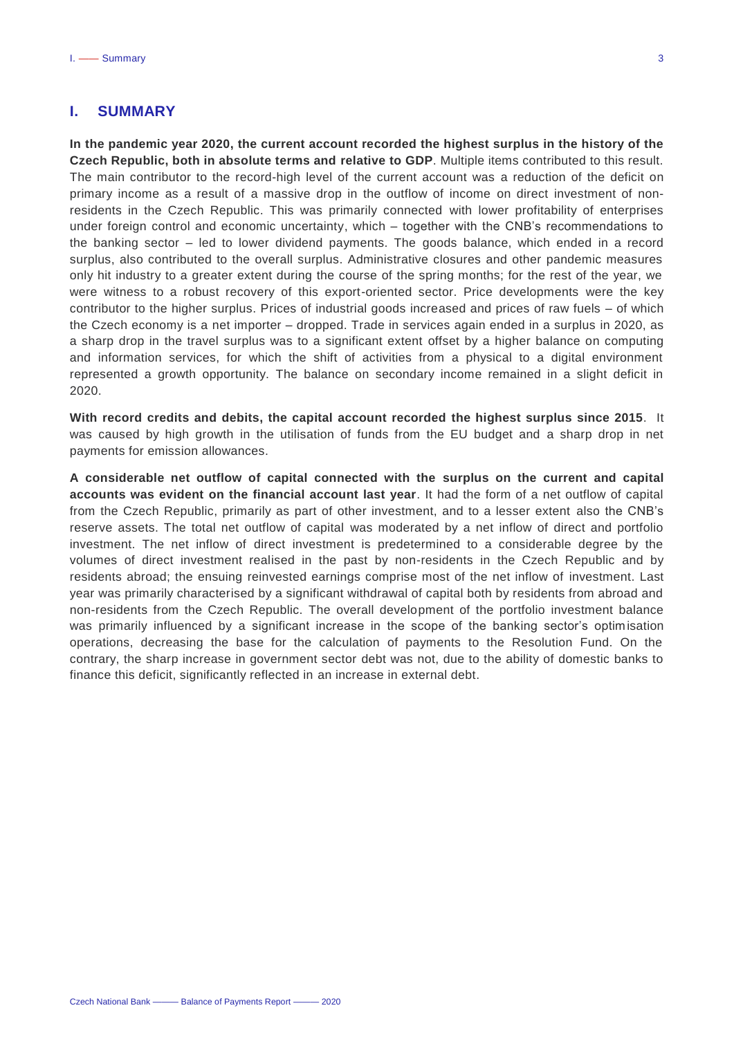# I. SUMMARY

**In the pandemic year 2020, the current account recorded the highest surplus in the history of the Czech Republic, both in absolute terms and relative to GDP**. Multiple items contributed to this result. The main contributor to the record-high level of the current account was a reduction of the deficit on primary income as a result of a massive drop in the outflow of income on direct investment of non-residents in the Czech Republic. This was primarily connected with lower profitability of enterprises under foreign control and economic uncertainty, which – together with the CNB's recommendations to the banking sector – led to lower dividend payments. The goods balance, which ended in a record surplus, also contributed to the overall surplus. Administrative closures and other pandemic measures only hit industry to a greater extent during the course of the spring months; for the rest of the year, we were witness to a robust recovery of this export-oriented sector. Price developments were the key contributor to the higher surplus. Prices of industrial goods increased and prices of raw fuels – of which the Czech economy is a net importer – dropped. Trade in services again ended in a surplus in 2020, as a sharp drop in the travel surplus was to a significant extent offset by a higher balance on computing and information services, for which the shift of activities from a physical to a digital environment represented a growth opportunity. The balance on secondary income remained in a slight deficit in 2020.

**With record credits and debits, the capital account recorded the highest surplus since 2015**. It was caused by high growth in the utilisation of funds from the EU budget and a sharp drop in net payments for emission allowances.

**A considerable net outflow of capital connected with the surplus on the current and capital accounts was evident on the financial account last year**. It had the form of a net outflow of capital from the Czech Republic, primarily as part of other investment, and to a lesser extent also the CNB's reserve assets. The total net outflow of capital was moderated by a net inflow of direct and portfolio investment. The net inflow of direct investment is predetermined to a considerable degree by the volumes of direct investment realised in the past by non-residents in the Czech Republic and by residents abroad; the ensuing reinvested earnings comprise most of the net inflow of investment. Last year was primarily characterised by a significant withdrawal of capital both by residents from abroad and non-residents from the Czech Republic. The overall development of the portfolio investment balance was primarily influenced by a significant increase in the scope of the banking sector's optimisation operations, decreasing the base for the calculation of payments to the Resolution Fund. On the contrary, the sharp increase in government sector debt was not, due to the ability of domestic banks to finance this deficit, significantly reflected in an increase in external debt.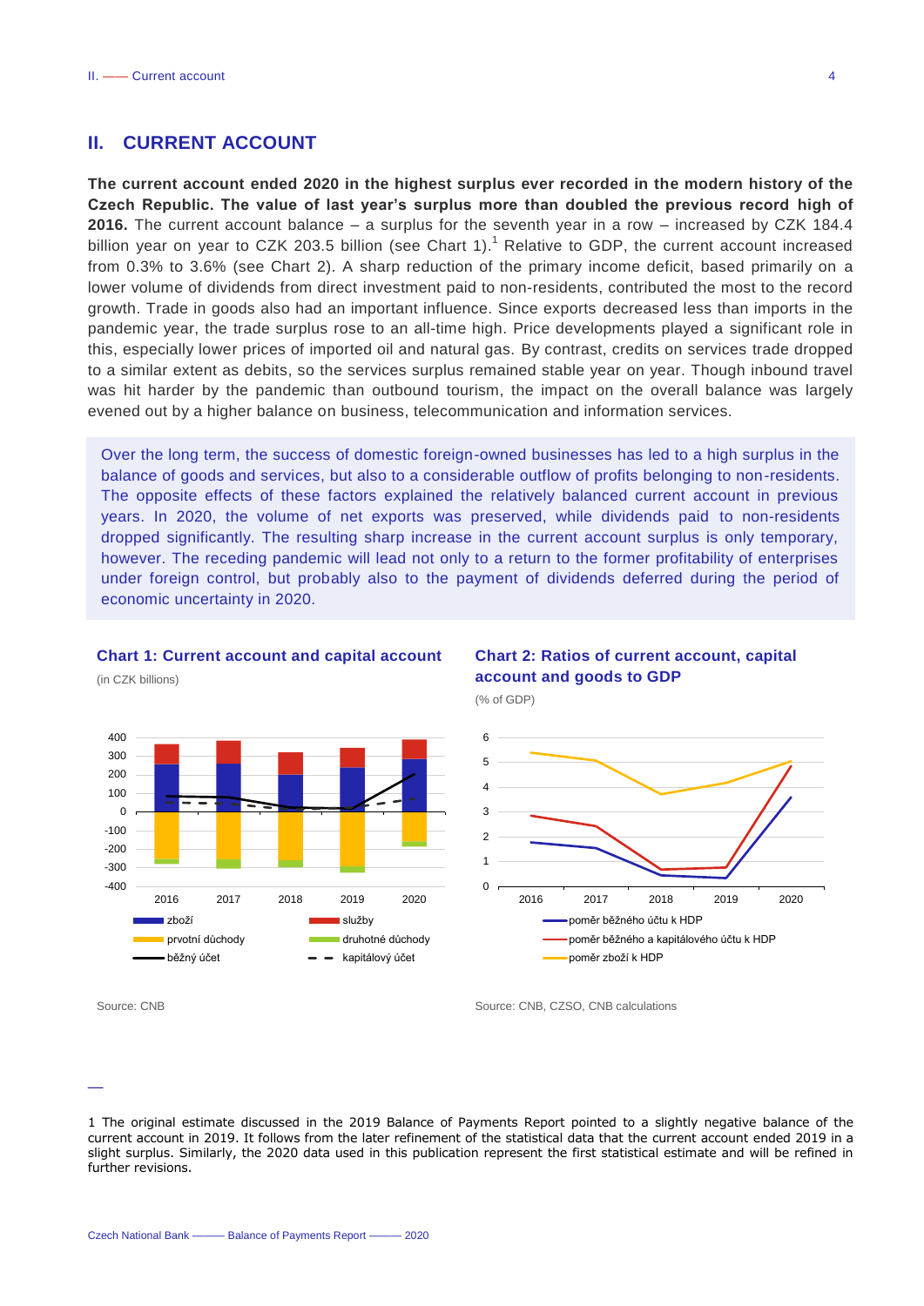## II. CURRENT ACCOUNT

**The current account ended 2020 in the highest surplus ever recorded in the modern history of the Czech Republic. The value of last year's surplus more than doubled the previous record high of 2016.** The current account balance – a surplus for the seventh year in a row – increased by CZK 184.4 billion year on year to CZK 203.5 billion (see Chart 1).[1] Relative to GDP, the current account increased from 0.3% to 3.6% (see Chart 2). A sharp reduction of the primary income deficit, based primarily on a lower volume of dividends from direct investment paid to non-residents, contributed the most to the record growth. Trade in goods also had an important influence. Since exports decreased less than imports in the pandemic year, the trade surplus rose to an all-time high. Price developments played a significant role in this, especially lower prices of imported oil and natural gas. By contrast, credits on services trade dropped to a similar extent as debits, so the services surplus remained stable year on year. Though inbound travel was hit harder by the pandemic than outbound tourism, the impact on the overall balance was largely evened out by a higher balance on business, telecommunication and information services.

Over the long term, the success of domestic foreign-owned businesses has led to a high surplus in the balance of goods and services, but also to a considerable outflow of profits belonging to non-residents. The opposite effects of these factors explained the relatively balanced current account in previous years. In 2020, the volume of net exports was preserved, while dividends paid to non-residents dropped significantly. The resulting sharp increase in the current account surplus is only temporary, however. The receding pandemic will lead not only to a return to the former profitability of enterprises under foreign control, but probably also to the payment of dividends deferred during the period of economic uncertainty in 2020.

**Chart 1: Current account and capital account**

(in CZK billions)

Legend: zboží; služby; prvotní důchody; druhotné důchody; běžný účet; kapitálový účet

Source: CNB

**Chart 2: Ratios of current account, capital account and goods to GDP**

(% of GDP)

Legend: poměr běžného účtu k HDP; poměr běžného a kapitálového účtu k HDP; poměr zboží k HDP

Source: CNB, CZSO, CNB calculations

---

1 The original estimate discussed in the 2019 Balance of Payments Report pointed to a slightly negative balance of the current account in 2019. It follows from the later refinement of the statistical data that the current account ended 2019 in a slight surplus. Similarly, the 2020 data used in this publication represent the first statistical estimate and will be refined in further revisions.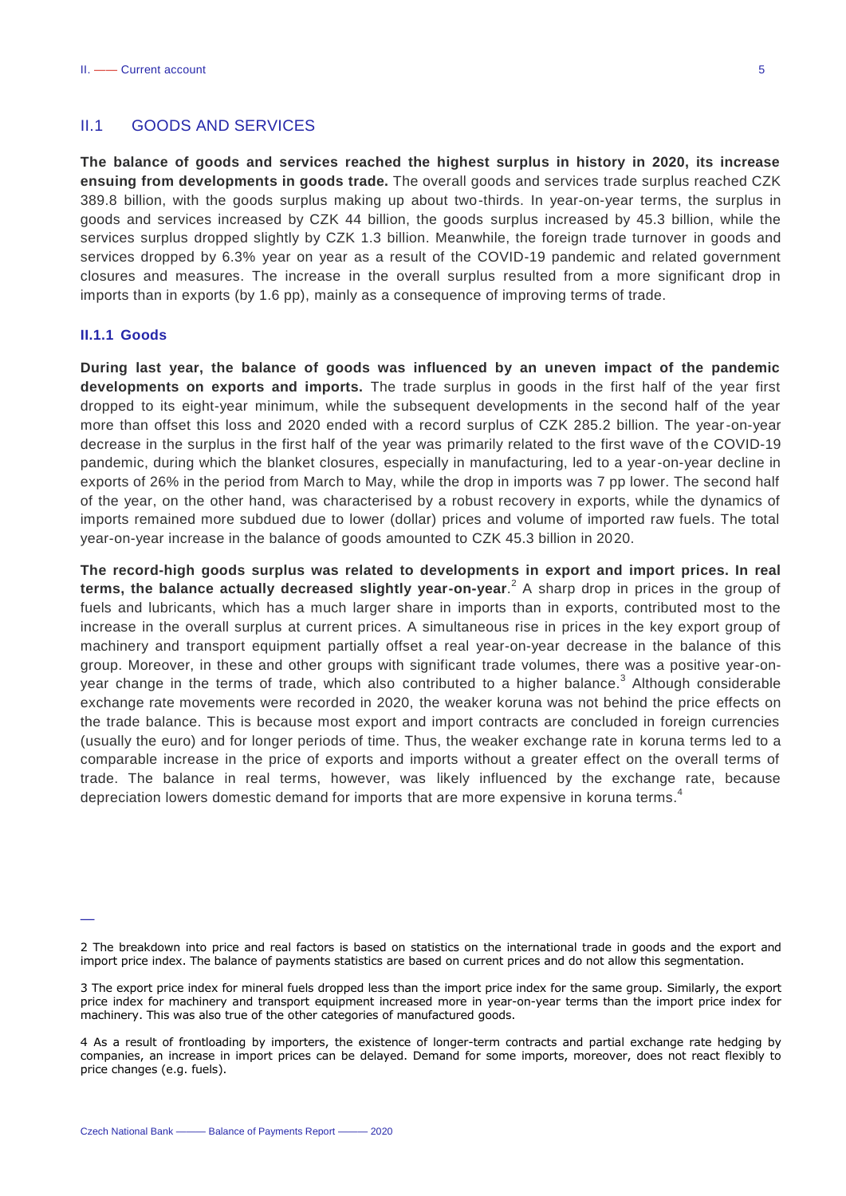## II.1 GOODS AND SERVICES

**The balance of goods and services reached the highest surplus in history in 2020, its increase ensuing from developments in goods trade.** The overall goods and services trade surplus reached CZK 389.8 billion, with the goods surplus making up about two-thirds. In year-on-year terms, the surplus in goods and services increased by CZK 44 billion, the goods surplus increased by 45.3 billion, while the services surplus dropped slightly by CZK 1.3 billion. Meanwhile, the foreign trade turnover in goods and services dropped by 6.3% year on year as a result of the COVID-19 pandemic and related government closures and measures. The increase in the overall surplus resulted from a more significant drop in imports than in exports (by 1.6 pp), mainly as a consequence of improving terms of trade.

### II.1.1 Goods

**During last year, the balance of goods was influenced by an uneven impact of the pandemic developments on exports and imports.** The trade surplus in goods in the first half of the year first dropped to its eight-year minimum, while the subsequent developments in the second half of the year more than offset this loss and 2020 ended with a record surplus of CZK 285.2 billion. The year-on-year decrease in the surplus in the first half of the year was primarily related to the first wave of the COVID-19 pandemic, during which the blanket closures, especially in manufacturing, led to a year-on-year decline in exports of 26% in the period from March to May, while the drop in imports was 7 pp lower. The second half of the year, on the other hand, was characterised by a robust recovery in exports, while the dynamics of imports remained more subdued due to lower (dollar) prices and volume of imported raw fuels. The total year-on-year increase in the balance of goods amounted to CZK 45.3 billion in 2020.

**The record-high goods surplus was related to developments in export and import prices. In real terms, the balance actually decreased slightly year-on-year**.[2] A sharp drop in prices in the group of fuels and lubricants, which has a much larger share in imports than in exports, contributed most to the increase in the overall surplus at current prices. A simultaneous rise in prices in the key export group of machinery and transport equipment partially offset a real year-on-year decrease in the balance of this group. Moreover, in these and other groups with significant trade volumes, there was a positive year-on-year change in the terms of trade, which also contributed to a higher balance.[3] Although considerable exchange rate movements were recorded in 2020, the weaker koruna was not behind the price effects on the trade balance. This is because most export and import contracts are concluded in foreign currencies (usually the euro) and for longer periods of time. Thus, the weaker exchange rate in koruna terms led to a comparable increase in the price of exports and imports without a greater effect on the overall terms of trade. The balance in real terms, however, was likely influenced by the exchange rate, because depreciation lowers domestic demand for imports that are more expensive in koruna terms.[4]

—

2 The breakdown into price and real factors is based on statistics on the international trade in goods and the export and import price index. The balance of payments statistics are based on current prices and do not allow this segmentation.

3 The export price index for mineral fuels dropped less than the import price index for the same group. Similarly, the export price index for machinery and transport equipment increased more in year-on-year terms than the import price index for machinery. This was also true of the other categories of manufactured goods.

4 As a result of frontloading by importers, the existence of longer-term contracts and partial exchange rate hedging by companies, an increase in import prices can be delayed. Demand for some imports, moreover, does not react flexibly to price changes (e.g. fuels).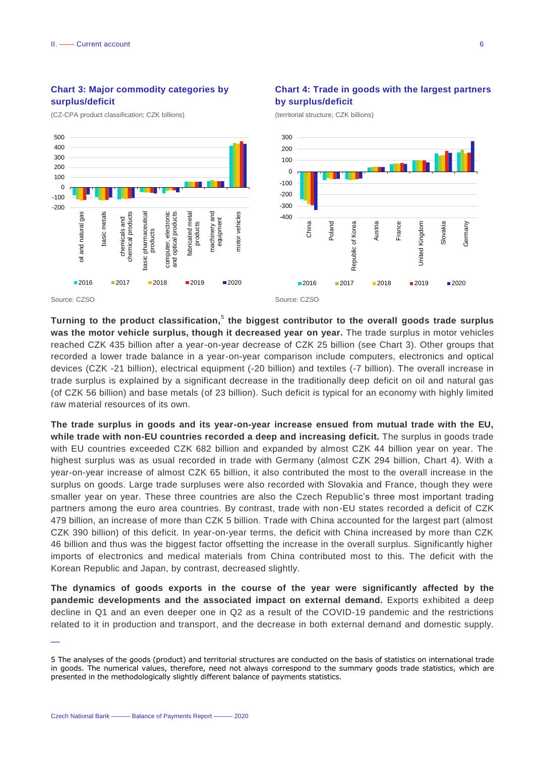### Chart 3: Major commodity categories by surplus/deficit

(CZ-CPA product classification; CZK billions)

Source: CZSO

### Chart 4: Trade in goods with the largest partners by surplus/deficit

(territorial structure; CZK billions)

Source: CZSO

**Turning to the product classification,[5] the biggest contributor to the overall goods trade surplus was the motor vehicle surplus, though it decreased year on year.** The trade surplus in motor vehicles reached CZK 435 billion after a year-on-year decrease of CZK 25 billion (see Chart 3). Other groups that recorded a lower trade balance in a year-on-year comparison include computers, electronics and optical devices (CZK -21 billion), electrical equipment (-20 billion) and textiles (-7 billion). The overall increase in trade surplus is explained by a significant decrease in the traditionally deep deficit on oil and natural gas (of CZK 56 billion) and base metals (of 23 billion). Such deficit is typical for an economy with highly limited raw material resources of its own.

**The trade surplus in goods and its year-on-year increase ensued from mutual trade with the EU, while trade with non-EU countries recorded a deep and increasing deficit.** The surplus in goods trade with EU countries exceeded CZK 682 billion and expanded by almost CZK 44 billion year on year. The highest surplus was as usual recorded in trade with Germany (almost CZK 294 billion, Chart 4). With a year-on-year increase of almost CZK 65 billion, it also contributed the most to the overall increase in the surplus on goods. Large trade surpluses were also recorded with Slovakia and France, though they were smaller year on year. These three countries are also the Czech Republic's three most important trading partners among the euro area countries. By contrast, trade with non-EU states recorded a deficit of CZK 479 billion, an increase of more than CZK 5 billion. Trade with China accounted for the largest part (almost CZK 390 billion) of this deficit. In year-on-year terms, the deficit with China increased by more than CZK 46 billion and thus was the biggest factor offsetting the increase in the overall surplus. Significantly higher imports of electronics and medical materials from China contributed most to this. The deficit with the Korean Republic and Japan, by contrast, decreased slightly.

**The dynamics of goods exports in the course of the year were significantly affected by the pandemic developments and the associated impact on external demand.** Exports exhibited a deep decline in Q1 and an even deeper one in Q2 as a result of the COVID-19 pandemic and the restrictions related to it in production and transport, and the decrease in both external demand and domestic supply.

5 The analyses of the goods (product) and territorial structures are conducted on the basis of statistics on international trade in goods. The numerical values, therefore, need not always correspond to the summary goods trade statistics, which are presented in the methodologically slightly different balance of payments statistics.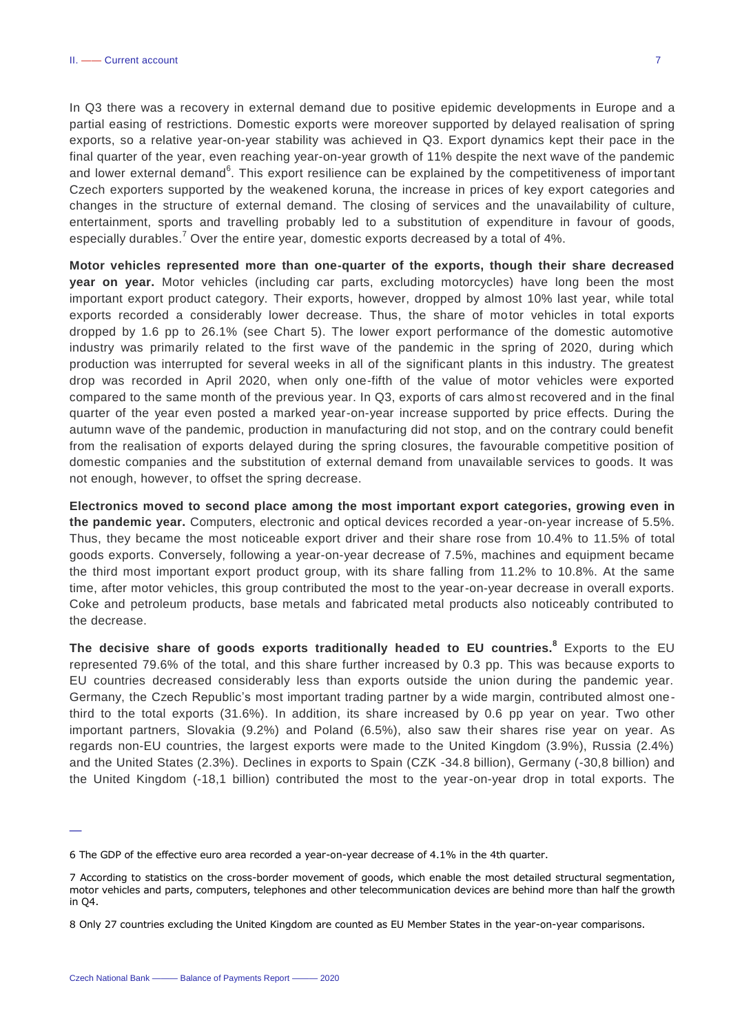In Q3 there was a recovery in external demand due to positive epidemic developments in Europe and a partial easing of restrictions. Domestic exports were moreover supported by delayed realisation of spring exports, so a relative year-on-year stability was achieved in Q3. Export dynamics kept their pace in the final quarter of the year, even reaching year-on-year growth of 11% despite the next wave of the pandemic and lower external demand[6]. This export resilience can be explained by the competitiveness of important Czech exporters supported by the weakened koruna, the increase in prices of key export categories and changes in the structure of external demand. The closing of services and the unavailability of culture, entertainment, sports and travelling probably led to a substitution of expenditure in favour of goods, especially durables.[7] Over the entire year, domestic exports decreased by a total of 4%.

**Motor vehicles represented more than one-quarter of the exports, though their share decreased year on year.** Motor vehicles (including car parts, excluding motorcycles) have long been the most important export product category. Their exports, however, dropped by almost 10% last year, while total exports recorded a considerably lower decrease. Thus, the share of motor vehicles in total exports dropped by 1.6 pp to 26.1% (see Chart 5). The lower export performance of the domestic automotive industry was primarily related to the first wave of the pandemic in the spring of 2020, during which production was interrupted for several weeks in all of the significant plants in this industry. The greatest drop was recorded in April 2020, when only one-fifth of the value of motor vehicles were exported compared to the same month of the previous year. In Q3, exports of cars almost recovered and in the final quarter of the year even posted a marked year-on-year increase supported by price effects. During the autumn wave of the pandemic, production in manufacturing did not stop, and on the contrary could benefit from the realisation of exports delayed during the spring closures, the favourable competitive position of domestic companies and the substitution of external demand from unavailable services to goods. It was not enough, however, to offset the spring decrease.

**Electronics moved to second place among the most important export categories, growing even in the pandemic year.** Computers, electronic and optical devices recorded a year-on-year increase of 5.5%. Thus, they became the most noticeable export driver and their share rose from 10.4% to 11.5% of total goods exports. Conversely, following a year-on-year decrease of 7.5%, machines and equipment became the third most important export product group, with its share falling from 11.2% to 10.8%. At the same time, after motor vehicles, this group contributed the most to the year-on-year decrease in overall exports. Coke and petroleum products, base metals and fabricated metal products also noticeably contributed to the decrease.

**The decisive share of goods exports traditionally headed to EU countries.[8]** Exports to the EU represented 79.6% of the total, and this share further increased by 0.3 pp. This was because exports to EU countries decreased considerably less than exports outside the union during the pandemic year. Germany, the Czech Republic's most important trading partner by a wide margin, contributed almost one-third to the total exports (31.6%). In addition, its share increased by 0.6 pp year on year. Two other important partners, Slovakia (9.2%) and Poland (6.5%), also saw their shares rise year on year. As regards non-EU countries, the largest exports were made to the United Kingdom (3.9%), Russia (2.4%) and the United States (2.3%). Declines in exports to Spain (CZK -34.8 billion), Germany (-30,8 billion) and the United Kingdom (-18,1 billion) contributed the most to the year-on-year drop in total exports. The

---

6 The GDP of the effective euro area recorded a year-on-year decrease of 4.1% in the 4th quarter.

7 According to statistics on the cross-border movement of goods, which enable the most detailed structural segmentation, motor vehicles and parts, computers, telephones and other telecommunication devices are behind more than half the growth in Q4.

8 Only 27 countries excluding the United Kingdom are counted as EU Member States in the year-on-year comparisons.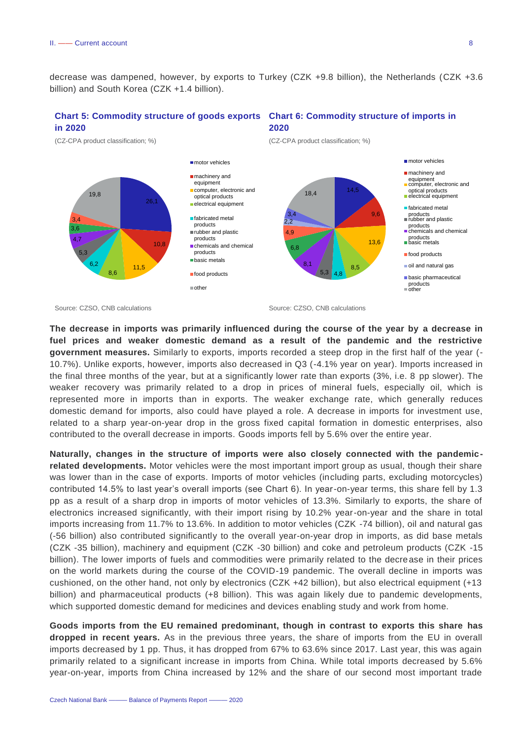decrease was dampened, however, by exports to Turkey (CZK +9.8 billion), the Netherlands (CZK +3.6 billion) and South Korea (CZK +1.4 billion).

**Chart 5: Commodity structure of goods exports in 2020**

(CZ-CPA product classification; %)

| Category | % |
|---|---|
| motor vehicles | 26,1 |
| machinery and equipment | 10,8 |
| computer, electronic and optical products | 11,5 |
| electrical equipment | 8,6 |
| fabricated metal products | 6,2 |
| rubber and plastic products | 5,3 |
| chemicals and chemical products | 4,7 |
| basic metals | 3,6 |
| food products | 3,4 |
| other | 19,8 |

Source: CZSO, CNB calculations

**Chart 6: Commodity structure of imports in 2020**

(CZ-CPA product classification; %)

| Category | % |
|---|---|
| motor vehicles | 14,5 |
| machinery and equipment | 9,6 |
| computer, electronic and optical products | 13,6 |
| electrical equipment | 8,5 |
| fabricated metal products | 4,8 |
| rubber and plastic products | 5,3 |
| chemicals and chemical products | 8,1 |
| basic metals | 6,8 |
| food products | 4,9 |
| oil and natural gas | 2,2 |
| basic pharmaceutical products | 3,4 |
| other | 18,4 |

Source: CZSO, CNB calculations

**The decrease in imports was primarily influenced during the course of the year by a decrease in fuel prices and weaker domestic demand as a result of the pandemic and the restrictive government measures.** Similarly to exports, imports recorded a steep drop in the first half of the year (-10.7%). Unlike exports, however, imports also decreased in Q3 (-4.1% year on year). Imports increased in the final three months of the year, but at a significantly lower rate than exports (3%, i.e. 8 pp slower). The weaker recovery was primarily related to a drop in prices of mineral fuels, especially oil, which is represented more in imports than in exports. The weaker exchange rate, which generally reduces domestic demand for imports, also could have played a role. A decrease in imports for investment use, related to a sharp year-on-year drop in the gross fixed capital formation in domestic enterprises, also contributed to the overall decrease in imports. Goods imports fell by 5.6% over the entire year.

**Naturally, changes in the structure of imports were also closely connected with the pandemic-related developments.** Motor vehicles were the most important import group as usual, though their share was lower than in the case of exports. Imports of motor vehicles (including parts, excluding motorcycles) contributed 14.5% to last year's overall imports (see Chart 6). In year-on-year terms, this share fell by 1.3 pp as a result of a sharp drop in imports of motor vehicles of 13.3%. Similarly to exports, the share of electronics increased significantly, with their import rising by 10.2% year-on-year and the share in total imports increasing from 11.7% to 13.6%. In addition to motor vehicles (CZK -74 billion), oil and natural gas (-56 billion) also contributed significantly to the overall year-on-year drop in imports, as did base metals (CZK -35 billion), machinery and equipment (CZK -30 billion) and coke and petroleum products (CZK -15 billion). The lower imports of fuels and commodities were primarily related to the decrease in their prices on the world markets during the course of the COVID-19 pandemic. The overall decline in imports was cushioned, on the other hand, not only by electronics (CZK +42 billion), but also electrical equipment (+13 billion) and pharmaceutical products (+8 billion). This was again likely due to pandemic developments, which supported domestic demand for medicines and devices enabling study and work from home.

**Goods imports from the EU remained predominant, though in contrast to exports this share has dropped in recent years.** As in the previous three years, the share of imports from the EU in overall imports decreased by 1 pp. Thus, it has dropped from 67% to 63.6% since 2017. Last year, this was again primarily related to a significant increase in imports from China. While total imports decreased by 5.6% year-on-year, imports from China increased by 12% and the share of our second most important trade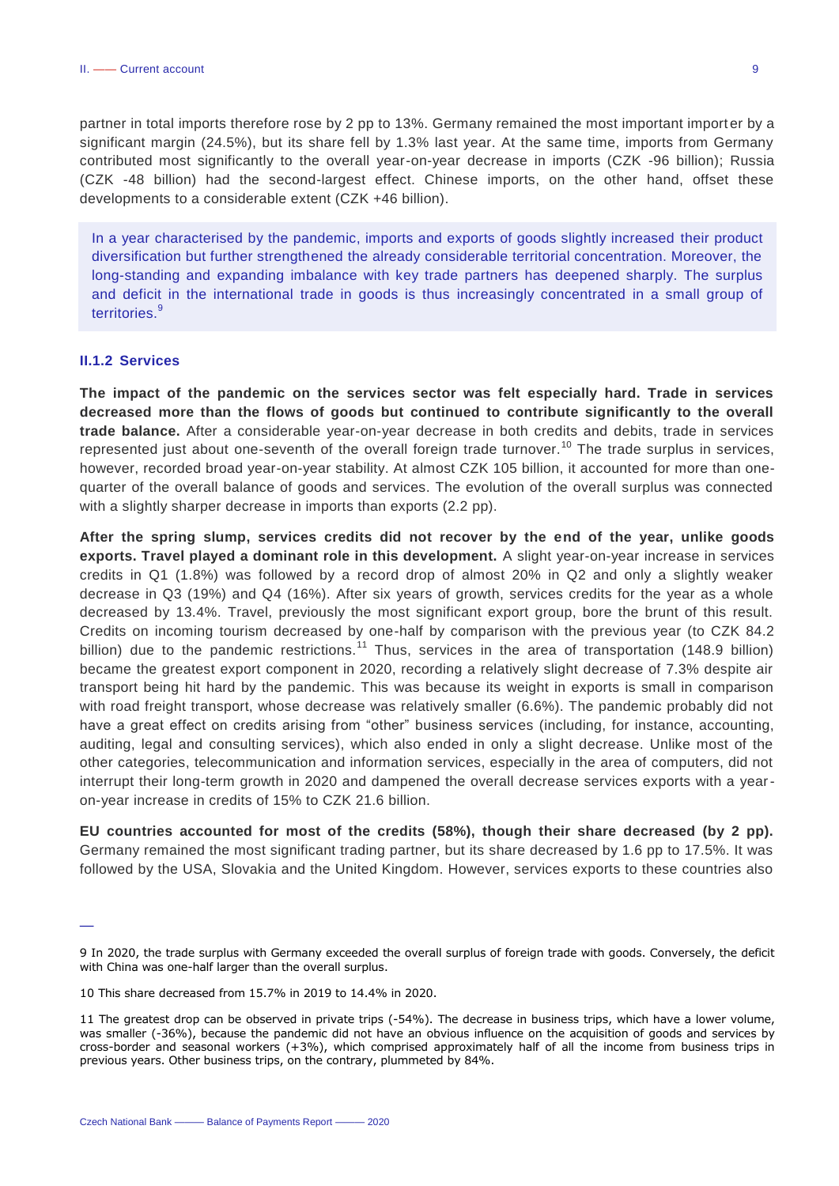partner in total imports therefore rose by 2 pp to 13%. Germany remained the most important importer by a significant margin (24.5%), but its share fell by 1.3% last year. At the same time, imports from Germany contributed most significantly to the overall year-on-year decrease in imports (CZK -96 billion); Russia (CZK -48 billion) had the second-largest effect. Chinese imports, on the other hand, offset these developments to a considerable extent (CZK +46 billion).

> In a year characterised by the pandemic, imports and exports of goods slightly increased their product diversification but further strengthened the already considerable territorial concentration. Moreover, the long-standing and expanding imbalance with key trade partners has deepened sharply. The surplus and deficit in the international trade in goods is thus increasingly concentrated in a small group of territories.[9]

### II.1.2 Services

**The impact of the pandemic on the services sector was felt especially hard. Trade in services decreased more than the flows of goods but continued to contribute significantly to the overall trade balance.** After a considerable year-on-year decrease in both credits and debits, trade in services represented just about one-seventh of the overall foreign trade turnover.[10] The trade surplus in services, however, recorded broad year-on-year stability. At almost CZK 105 billion, it accounted for more than one-quarter of the overall balance of goods and services. The evolution of the overall surplus was connected with a slightly sharper decrease in imports than exports (2.2 pp).

**After the spring slump, services credits did not recover by the end of the year, unlike goods exports. Travel played a dominant role in this development.** A slight year-on-year increase in services credits in Q1 (1.8%) was followed by a record drop of almost 20% in Q2 and only a slightly weaker decrease in Q3 (19%) and Q4 (16%). After six years of growth, services credits for the year as a whole decreased by 13.4%. Travel, previously the most significant export group, bore the brunt of this result. Credits on incoming tourism decreased by one-half by comparison with the previous year (to CZK 84.2 billion) due to the pandemic restrictions.[11] Thus, services in the area of transportation (148.9 billion) became the greatest export component in 2020, recording a relatively slight decrease of 7.3% despite air transport being hit hard by the pandemic. This was because its weight in exports is small in comparison with road freight transport, whose decrease was relatively smaller (6.6%). The pandemic probably did not have a great effect on credits arising from "other" business services (including, for instance, accounting, auditing, legal and consulting services), which also ended in only a slight decrease. Unlike most of the other categories, telecommunication and information services, especially in the area of computers, did not interrupt their long-term growth in 2020 and dampened the overall decrease services exports with a year-on-year increase in credits of 15% to CZK 21.6 billion.

**EU countries accounted for most of the credits (58%), though their share decreased (by 2 pp).** Germany remained the most significant trading partner, but its share decreased by 1.6 pp to 17.5%. It was followed by the USA, Slovakia and the United Kingdom. However, services exports to these countries also

---

9 In 2020, the trade surplus with Germany exceeded the overall surplus of foreign trade with goods. Conversely, the deficit with China was one-half larger than the overall surplus.

10 This share decreased from 15.7% in 2019 to 14.4% in 2020.

11 The greatest drop can be observed in private trips (-54%). The decrease in business trips, which have a lower volume, was smaller (-36%), because the pandemic did not have an obvious influence on the acquisition of goods and services by cross-border and seasonal workers (+3%), which comprised approximately half of all the income from business trips in previous years. Other business trips, on the contrary, plummeted by 84%.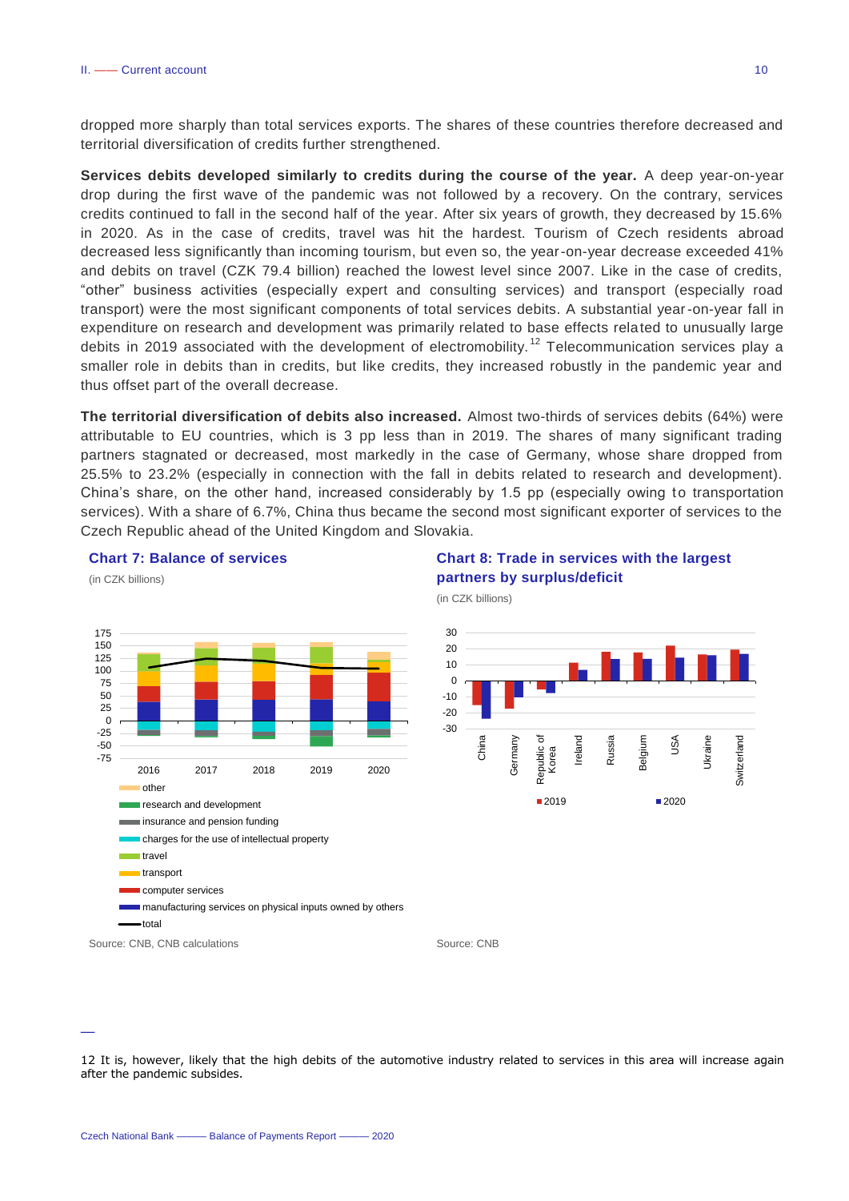dropped more sharply than total services exports. The shares of these countries therefore decreased and territorial diversification of credits further strengthened.

**Services debits developed similarly to credits during the course of the year.** A deep year-on-year drop during the first wave of the pandemic was not followed by a recovery. On the contrary, services credits continued to fall in the second half of the year. After six years of growth, they decreased by 15.6% in 2020. As in the case of credits, travel was hit the hardest. Tourism of Czech residents abroad decreased less significantly than incoming tourism, but even so, the year-on-year decrease exceeded 41% and debits on travel (CZK 79.4 billion) reached the lowest level since 2007. Like in the case of credits, "other" business activities (especially expert and consulting services) and transport (especially road transport) were the most significant components of total services debits. A substantial year-on-year fall in expenditure on research and development was primarily related to base effects related to unusually large debits in 2019 associated with the development of electromobility.[12] Telecommunication services play a smaller role in debits than in credits, but like credits, they increased robustly in the pandemic year and thus offset part of the overall decrease.

**The territorial diversification of debits also increased.** Almost two-thirds of services debits (64%) were attributable to EU countries, which is 3 pp less than in 2019. The shares of many significant trading partners stagnated or decreased, most markedly in the case of Germany, whose share dropped from 25.5% to 23.2% (especially in connection with the fall in debits related to research and development). China's share, on the other hand, increased considerably by 1.5 pp (especially owing to transportation services). With a share of 6.7%, China thus became the second most significant exporter of services to the Czech Republic ahead of the United Kingdom and Slovakia.

**Chart 7: Balance of services**

(in CZK billions)

Legend: other; research and development; insurance and pension funding; charges for the use of intellectual property; travel; transport; computer services; manufacturing services on physical inputs owned by others; total

Source: CNB, CNB calculations

**Chart 8: Trade in services with the largest partners by surplus/deficit**

(in CZK billions)

Countries: China, Germany, Republic of Korea, Ireland, Russia, Belgium, USA, Ukraine, Switzerland

Legend: 2019; 2020

Source: CNB

---

12 It is, however, likely that the high debits of the automotive industry related to services in this area will increase again after the pandemic subsides.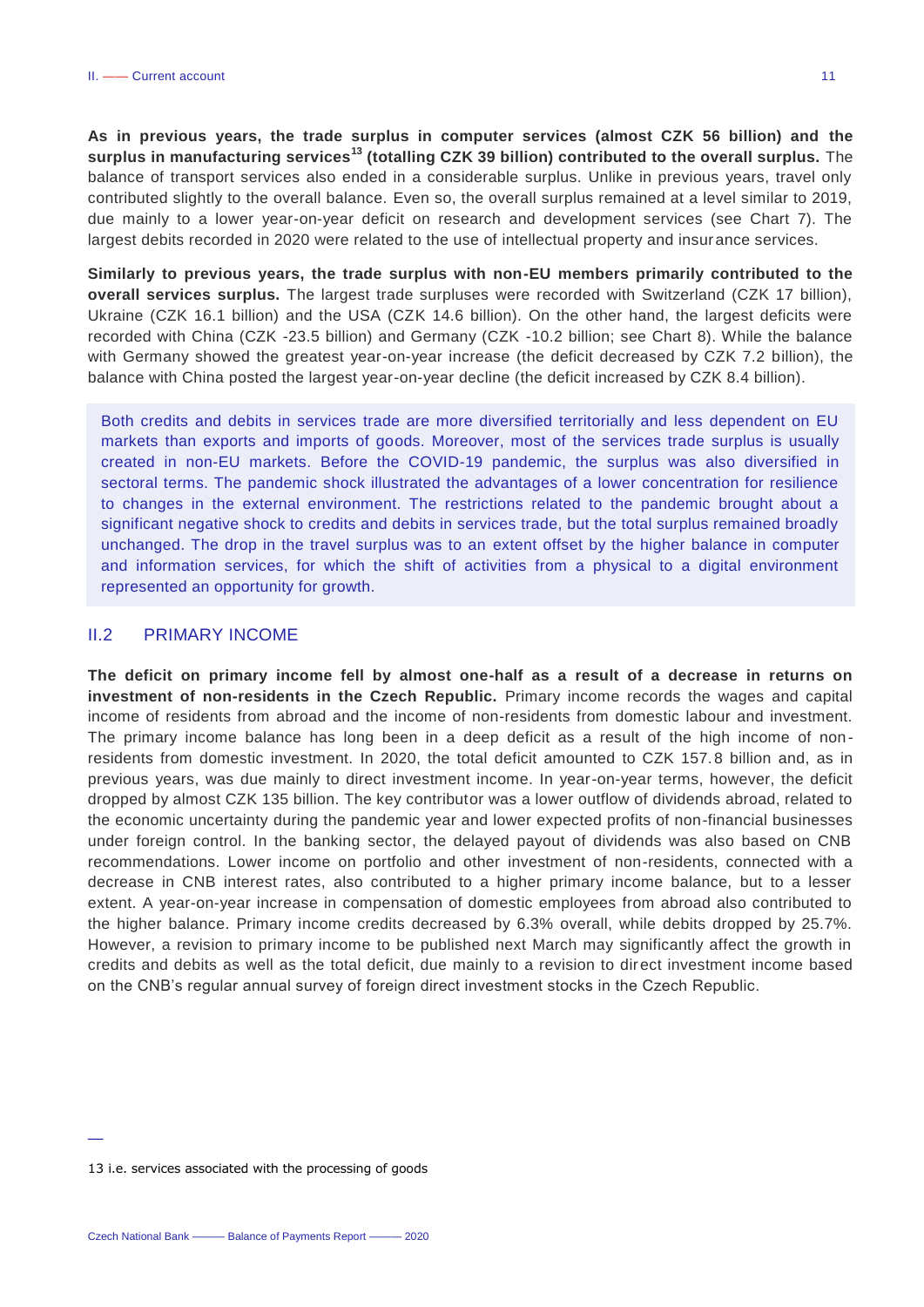**As in previous years, the trade surplus in computer services (almost CZK 56 billion) and the surplus in manufacturing services[13] (totalling CZK 39 billion) contributed to the overall surplus.** The balance of transport services also ended in a considerable surplus. Unlike in previous years, travel only contributed slightly to the overall balance. Even so, the overall surplus remained at a level similar to 2019, due mainly to a lower year-on-year deficit on research and development services (see Chart 7). The largest debits recorded in 2020 were related to the use of intellectual property and insurance services.

**Similarly to previous years, the trade surplus with non-EU members primarily contributed to the overall services surplus.** The largest trade surpluses were recorded with Switzerland (CZK 17 billion), Ukraine (CZK 16.1 billion) and the USA (CZK 14.6 billion). On the other hand, the largest deficits were recorded with China (CZK -23.5 billion) and Germany (CZK -10.2 billion; see Chart 8). While the balance with Germany showed the greatest year-on-year increase (the deficit decreased by CZK 7.2 billion), the balance with China posted the largest year-on-year decline (the deficit increased by CZK 8.4 billion).

> Both credits and debits in services trade are more diversified territorially and less dependent on EU markets than exports and imports of goods. Moreover, most of the services trade surplus is usually created in non-EU markets. Before the COVID-19 pandemic, the surplus was also diversified in sectoral terms. The pandemic shock illustrated the advantages of a lower concentration for resilience to changes in the external environment. The restrictions related to the pandemic brought about a significant negative shock to credits and debits in services trade, but the total surplus remained broadly unchanged. The drop in the travel surplus was to an extent offset by the higher balance in computer and information services, for which the shift of activities from a physical to a digital environment represented an opportunity for growth.

## II.2 PRIMARY INCOME

**The deficit on primary income fell by almost one-half as a result of a decrease in returns on investment of non-residents in the Czech Republic.** Primary income records the wages and capital income of residents from abroad and the income of non-residents from domestic labour and investment. The primary income balance has long been in a deep deficit as a result of the high income of non-residents from domestic investment. In 2020, the total deficit amounted to CZK 157.8 billion and, as in previous years, was due mainly to direct investment income. In year-on-year terms, however, the deficit dropped by almost CZK 135 billion. The key contributor was a lower outflow of dividends abroad, related to the economic uncertainty during the pandemic year and lower expected profits of non-financial businesses under foreign control. In the banking sector, the delayed payout of dividends was also based on CNB recommendations. Lower income on portfolio and other investment of non-residents, connected with a decrease in CNB interest rates, also contributed to a higher primary income balance, but to a lesser extent. A year-on-year increase in compensation of domestic employees from abroad also contributed to the higher balance. Primary income credits decreased by 6.3% overall, while debits dropped by 25.7%. However, a revision to primary income to be published next March may significantly affect the growth in credits and debits as well as the total deficit, due mainly to a revision to direct investment income based on the CNB's regular annual survey of foreign direct investment stocks in the Czech Republic.

---

13 i.e. services associated with the processing of goods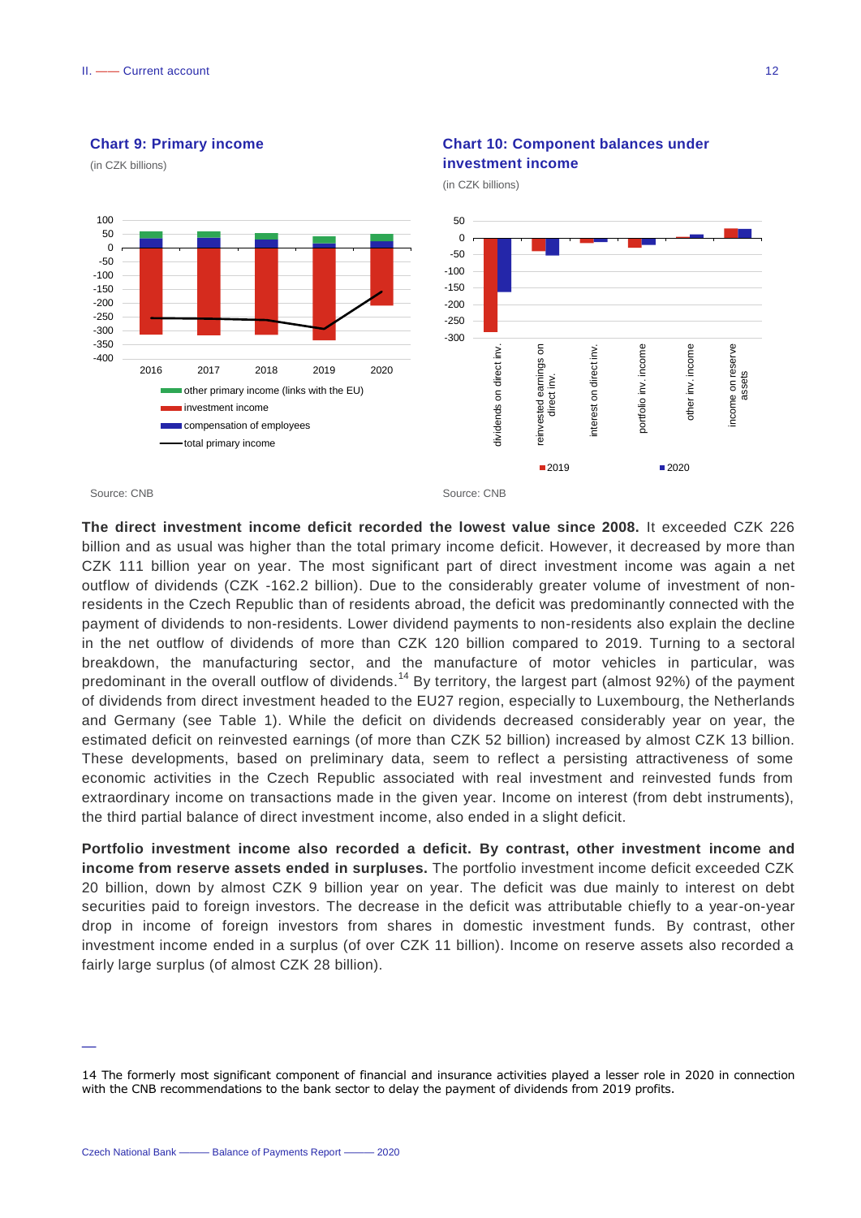**Chart 9: Primary income**

(in CZK billions)

Source: CNB

**Chart 10: Component balances under investment income**

(in CZK billions)

Source: CNB

**The direct investment income deficit recorded the lowest value since 2008.** It exceeded CZK 226 billion and as usual was higher than the total primary income deficit. However, it decreased by more than CZK 111 billion year on year. The most significant part of direct investment income was again a net outflow of dividends (CZK -162.2 billion). Due to the considerably greater volume of investment of non-residents in the Czech Republic than of residents abroad, the deficit was predominantly connected with the payment of dividends to non-residents. Lower dividend payments to non-residents also explain the decline in the net outflow of dividends of more than CZK 120 billion compared to 2019. Turning to a sectoral breakdown, the manufacturing sector, and the manufacture of motor vehicles in particular, was predominant in the overall outflow of dividends.[14] By territory, the largest part (almost 92%) of the payment of dividends from direct investment headed to the EU27 region, especially to Luxembourg, the Netherlands and Germany (see Table 1). While the deficit on dividends decreased considerably year on year, the estimated deficit on reinvested earnings (of more than CZK 52 billion) increased by almost CZK 13 billion. These developments, based on preliminary data, seem to reflect a persisting attractiveness of some economic activities in the Czech Republic associated with real investment and reinvested funds from extraordinary income on transactions made in the given year. Income on interest (from debt instruments), the third partial balance of direct investment income, also ended in a slight deficit.

**Portfolio investment income also recorded a deficit. By contrast, other investment income and income from reserve assets ended in surpluses.** The portfolio investment income deficit exceeded CZK 20 billion, down by almost CZK 9 billion year on year. The deficit was due mainly to interest on debt securities paid to foreign investors. The decrease in the deficit was attributable chiefly to a year-on-year drop in income of foreign investors from shares in domestic investment funds. By contrast, other investment income ended in a surplus (of over CZK 11 billion). Income on reserve assets also recorded a fairly large surplus (of almost CZK 28 billion).

---

14 The formerly most significant component of financial and insurance activities played a lesser role in 2020 in connection with the CNB recommendations to the bank sector to delay the payment of dividends from 2019 profits.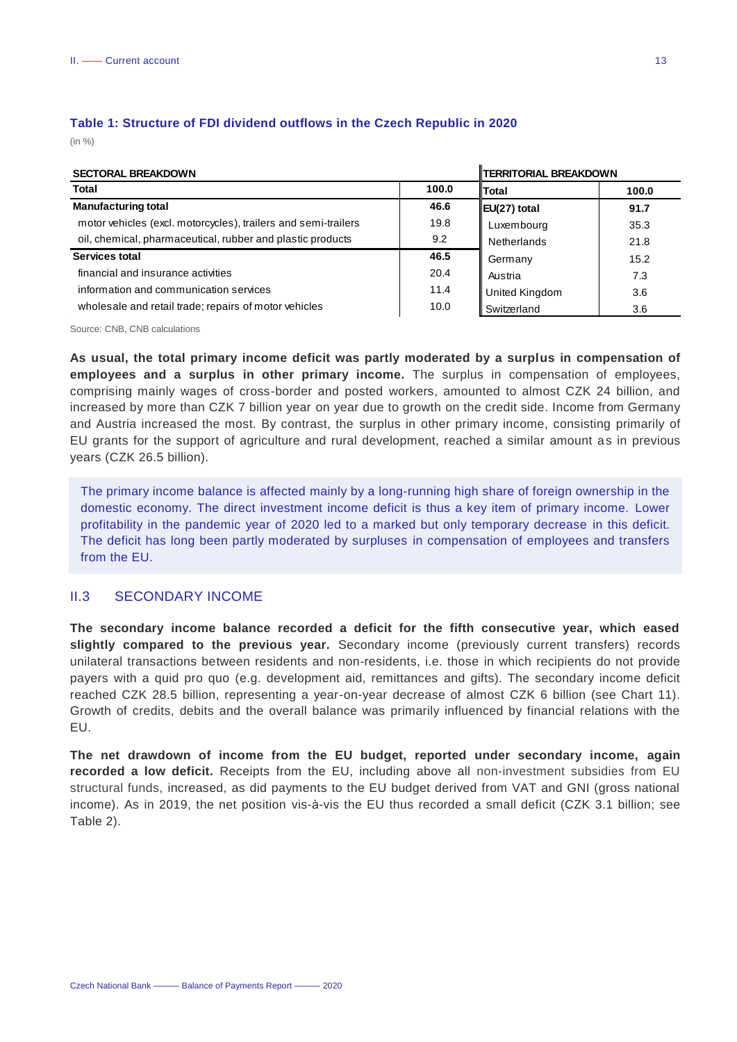**Table 1: Structure of FDI dividend outflows in the Czech Republic in 2020**

(in %)

| SECTORAL BREAKDOWN | | TERRITORIAL BREAKDOWN | |
|---|---|---|---|
| **Total** | **100.0** | **Total** | **100.0** |
| **Manufacturing total** | **46.6** | **EU(27) total** | **91.7** |
| motor vehicles (excl. motorcycles), trailers and semi-trailers | 19.8 | Luxembourg | 35.3 |
| oil, chemical, pharmaceutical, rubber and plastic products | 9.2 | Netherlands | 21.8 |
| **Services total** | **46.5** | Germany | 15.2 |
| financial and insurance activities | 20.4 | Austria | 7.3 |
| information and communication services | 11.4 | United Kingdom | 3.6 |
| wholesale and retail trade; repairs of motor vehicles | 10.0 | Switzerland | 3.6 |

Source: CNB, CNB calculations

**As usual, the total primary income deficit was partly moderated by a surplus in compensation of employees and a surplus in other primary income.** The surplus in compensation of employees, comprising mainly wages of cross-border and posted workers, amounted to almost CZK 24 billion, and increased by more than CZK 7 billion year on year due to growth on the credit side. Income from Germany and Austria increased the most. By contrast, the surplus in other primary income, consisting primarily of EU grants for the support of agriculture and rural development, reached a similar amount as in previous years (CZK 26.5 billion).

The primary income balance is affected mainly by a long-running high share of foreign ownership in the domestic economy. The direct investment income deficit is thus a key item of primary income. Lower profitability in the pandemic year of 2020 led to a marked but only temporary decrease in this deficit. The deficit has long been partly moderated by surpluses in compensation of employees and transfers from the EU.

## II.3 SECONDARY INCOME

**The secondary income balance recorded a deficit for the fifth consecutive year, which eased slightly compared to the previous year.** Secondary income (previously current transfers) records unilateral transactions between residents and non-residents, i.e. those in which recipients do not provide payers with a quid pro quo (e.g. development aid, remittances and gifts). The secondary income deficit reached CZK 28.5 billion, representing a year-on-year decrease of almost CZK 6 billion (see Chart 11). Growth of credits, debits and the overall balance was primarily influenced by financial relations with the EU.

**The net drawdown of income from the EU budget, reported under secondary income, again recorded a low deficit.** Receipts from the EU, including above all non-investment subsidies from EU structural funds, increased, as did payments to the EU budget derived from VAT and GNI (gross national income). As in 2019, the net position vis-à-vis the EU thus recorded a small deficit (CZK 3.1 billion; see Table 2).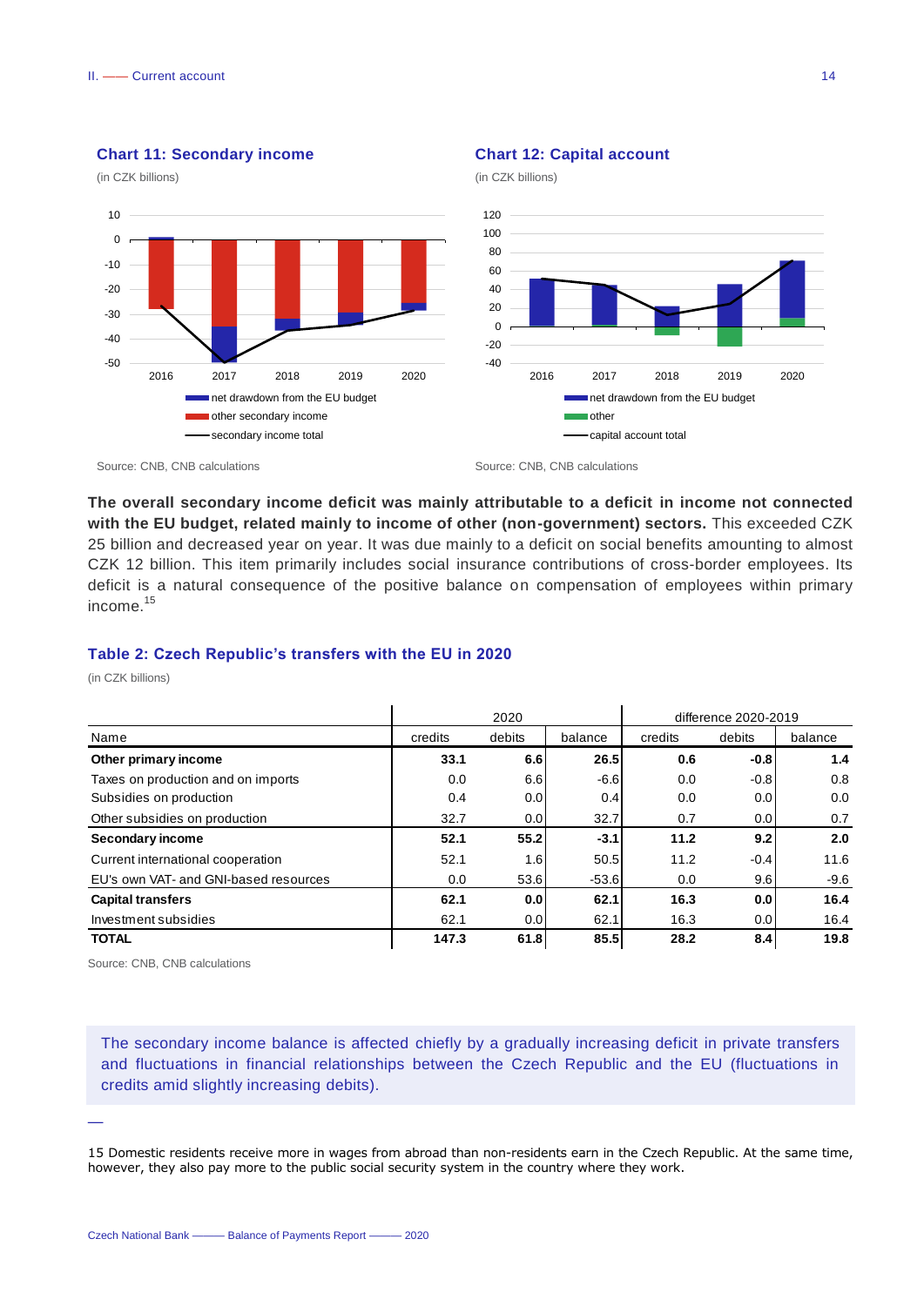### Chart 11: Secondary income

(in CZK billions)

Source: CNB, CNB calculations

### Chart 12: Capital account

(in CZK billions)

Source: CNB, CNB calculations

**The overall secondary income deficit was mainly attributable to a deficit in income not connected with the EU budget, related mainly to income of other (non-government) sectors.** This exceeded CZK 25 billion and decreased year on year. It was due mainly to a deficit on social benefits amounting to almost CZK 12 billion. This item primarily includes social insurance contributions of cross-border employees. Its deficit is a natural consequence of the positive balance on compensation of employees within primary income.[15]

### Table 2: Czech Republic's transfers with the EU in 2020

(in CZK billions)

| | 2020 | | | difference 2020-2019 | | |
|---|---|---|---|---|---|---|
| Name | credits | debits | balance | credits | debits | balance |
| **Other primary income** | **33.1** | **6.6** | **26.5** | **0.6** | **-0.8** | **1.4** |
| Taxes on production and on imports | 0.0 | 6.6 | -6.6 | 0.0 | -0.8 | 0.8 |
| Subsidies on production | 0.4 | 0.0 | 0.4 | 0.0 | 0.0 | 0.0 |
| Other subsidies on production | 32.7 | 0.0 | 32.7 | 0.7 | 0.0 | 0.7 |
| **Secondary income** | **52.1** | **55.2** | **-3.1** | **11.2** | **9.2** | **2.0** |
| Current international cooperation | 52.1 | 1.6 | 50.5 | 11.2 | -0.4 | 11.6 |
| EU's own VAT- and GNI-based resources | 0.0 | 53.6 | -53.6 | 0.0 | 9.6 | -9.6 |
| **Capital transfers** | **62.1** | **0.0** | **62.1** | **16.3** | **0.0** | **16.4** |
| Investment subsidies | 62.1 | 0.0 | 62.1 | 16.3 | 0.0 | 16.4 |
| **TOTAL** | **147.3** | **61.8** | **85.5** | **28.2** | **8.4** | **19.8** |

Source: CNB, CNB calculations

The secondary income balance is affected chiefly by a gradually increasing deficit in private transfers and fluctuations in financial relationships between the Czech Republic and the EU (fluctuations in credits amid slightly increasing debits).

---

15 Domestic residents receive more in wages from abroad than non-residents earn in the Czech Republic. At the same time, however, they also pay more to the public social security system in the country where they work.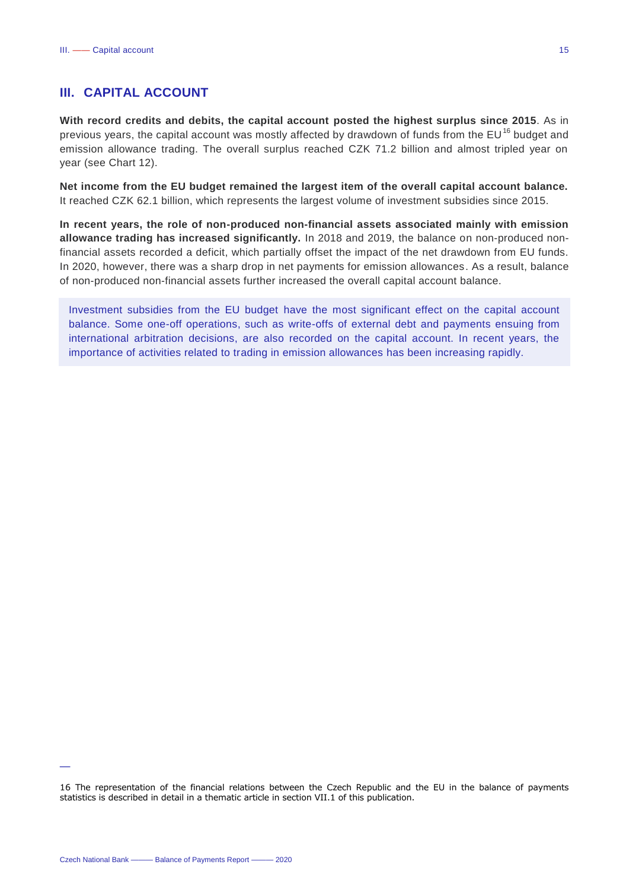# III. CAPITAL ACCOUNT

**With record credits and debits, the capital account posted the highest surplus since 2015**. As in previous years, the capital account was mostly affected by drawdown of funds from the EU[16] budget and emission allowance trading. The overall surplus reached CZK 71.2 billion and almost tripled year on year (see Chart 12).

**Net income from the EU budget remained the largest item of the overall capital account balance.** It reached CZK 62.1 billion, which represents the largest volume of investment subsidies since 2015.

**In recent years, the role of non-produced non-financial assets associated mainly with emission allowance trading has increased significantly.** In 2018 and 2019, the balance on non-produced non-financial assets recorded a deficit, which partially offset the impact of the net drawdown from EU funds. In 2020, however, there was a sharp drop in net payments for emission allowances. As a result, balance of non-produced non-financial assets further increased the overall capital account balance.

Investment subsidies from the EU budget have the most significant effect on the capital account balance. Some one-off operations, such as write-offs of external debt and payments ensuing from international arbitration decisions, are also recorded on the capital account. In recent years, the importance of activities related to trading in emission allowances has been increasing rapidly.

16 The representation of the financial relations between the Czech Republic and the EU in the balance of payments statistics is described in detail in a thematic article in section VII.1 of this publication.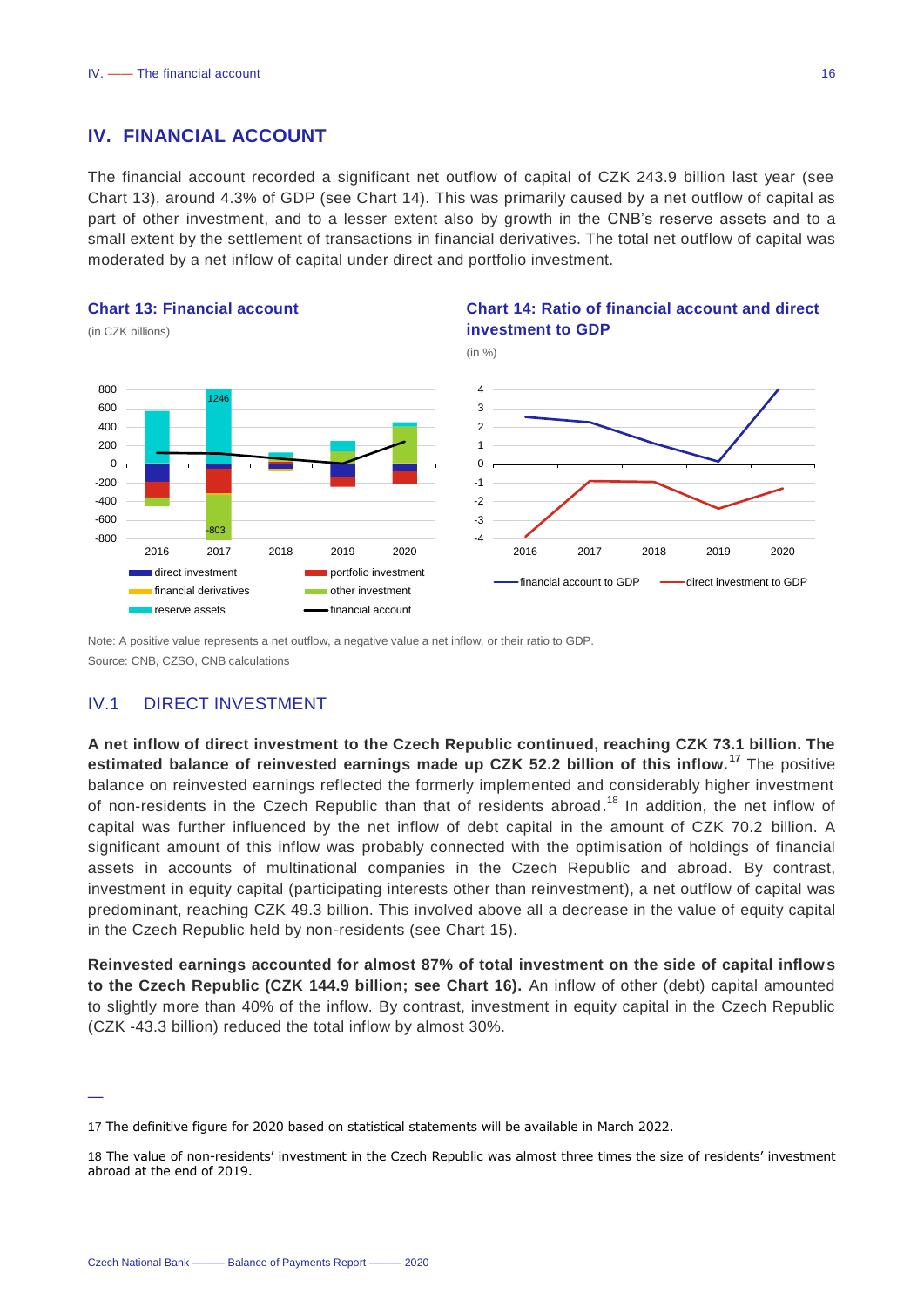# IV. FINANCIAL ACCOUNT

The financial account recorded a significant net outflow of capital of CZK 243.9 billion last year (see Chart 13), around 4.3% of GDP (see Chart 14). This was primarily caused by a net outflow of capital as part of other investment, and to a lesser extent also by growth in the CNB's reserve assets and to a small extent by the settlement of transactions in financial derivatives. The total net outflow of capital was moderated by a net inflow of capital under direct and portfolio investment.

**Chart 13: Financial account**

(in CZK billions)

**Chart 14: Ratio of financial account and direct investment to GDP**

(in %)

Note: A positive value represents a net outflow, a negative value a net inflow, or their ratio to GDP.
Source: CNB, CZSO, CNB calculations

## IV.1 DIRECT INVESTMENT

**A net inflow of direct investment to the Czech Republic continued, reaching CZK 73.1 billion. The estimated balance of reinvested earnings made up CZK 52.2 billion of this inflow.**[17] The positive balance on reinvested earnings reflected the formerly implemented and considerably higher investment of non-residents in the Czech Republic than that of residents abroad.[18] In addition, the net inflow of capital was further influenced by the net inflow of debt capital in the amount of CZK 70.2 billion. A significant amount of this inflow was probably connected with the optimisation of holdings of financial assets in accounts of multinational companies in the Czech Republic and abroad. By contrast, investment in equity capital (participating interests other than reinvestment), a net outflow of capital was predominant, reaching CZK 49.3 billion. This involved above all a decrease in the value of equity capital in the Czech Republic held by non-residents (see Chart 15).

**Reinvested earnings accounted for almost 87% of total investment on the side of capital inflows to the Czech Republic (CZK 144.9 billion; see Chart 16).** An inflow of other (debt) capital amounted to slightly more than 40% of the inflow. By contrast, investment in equity capital in the Czech Republic (CZK -43.3 billion) reduced the total inflow by almost 30%.

---

17 The definitive figure for 2020 based on statistical statements will be available in March 2022.

18 The value of non-residents' investment in the Czech Republic was almost three times the size of residents' investment abroad at the end of 2019.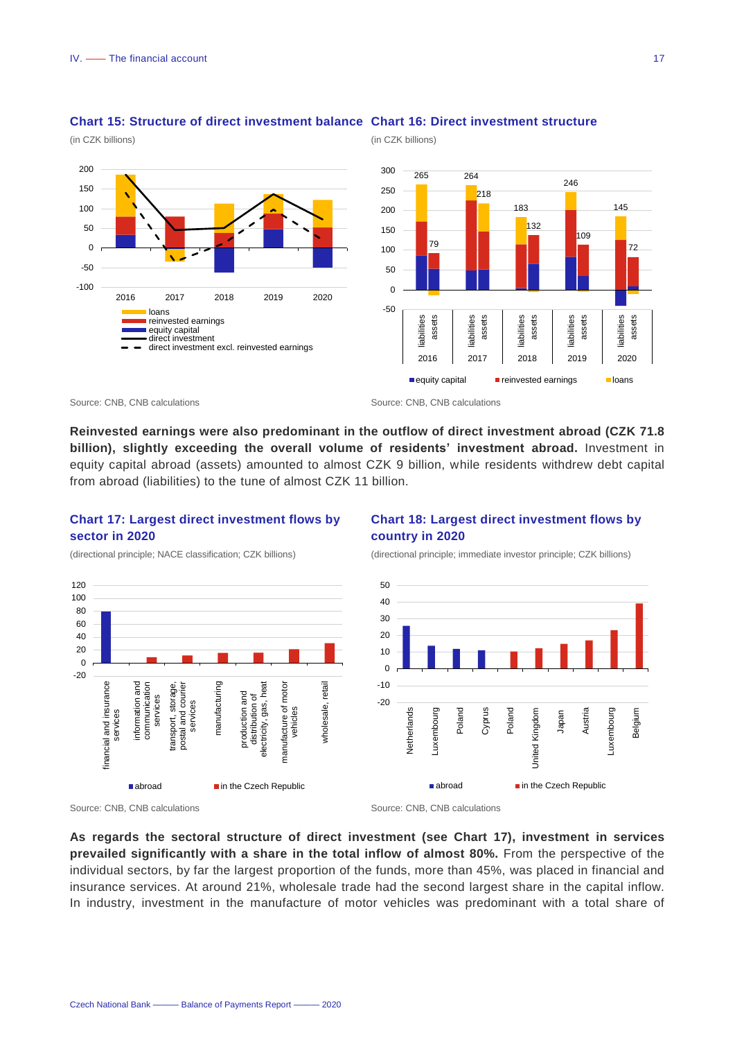**Chart 15: Structure of direct investment balance**

(in CZK billions)

Source: CNB, CNB calculations

**Chart 16: Direct investment structure**

(in CZK billions)

Source: CNB, CNB calculations

**Reinvested earnings were also predominant in the outflow of direct investment abroad (CZK 71.8 billion), slightly exceeding the overall volume of residents' investment abroad.** Investment in equity capital abroad (assets) amounted to almost CZK 9 billion, while residents withdrew debt capital from abroad (liabilities) to the tune of almost CZK 11 billion.

**Chart 17: Largest direct investment flows by sector in 2020**

(directional principle; NACE classification; CZK billions)

Source: CNB, CNB calculations

**Chart 18: Largest direct investment flows by country in 2020**

(directional principle; immediate investor principle; CZK billions)

Source: CNB, CNB calculations

**As regards the sectoral structure of direct investment (see Chart 17), investment in services prevailed significantly with a share in the total inflow of almost 80%.** From the perspective of the individual sectors, by far the largest proportion of the funds, more than 45%, was placed in financial and insurance services. At around 21%, wholesale trade had the second largest share in the capital inflow. In industry, investment in the manufacture of motor vehicles was predominant with a total share of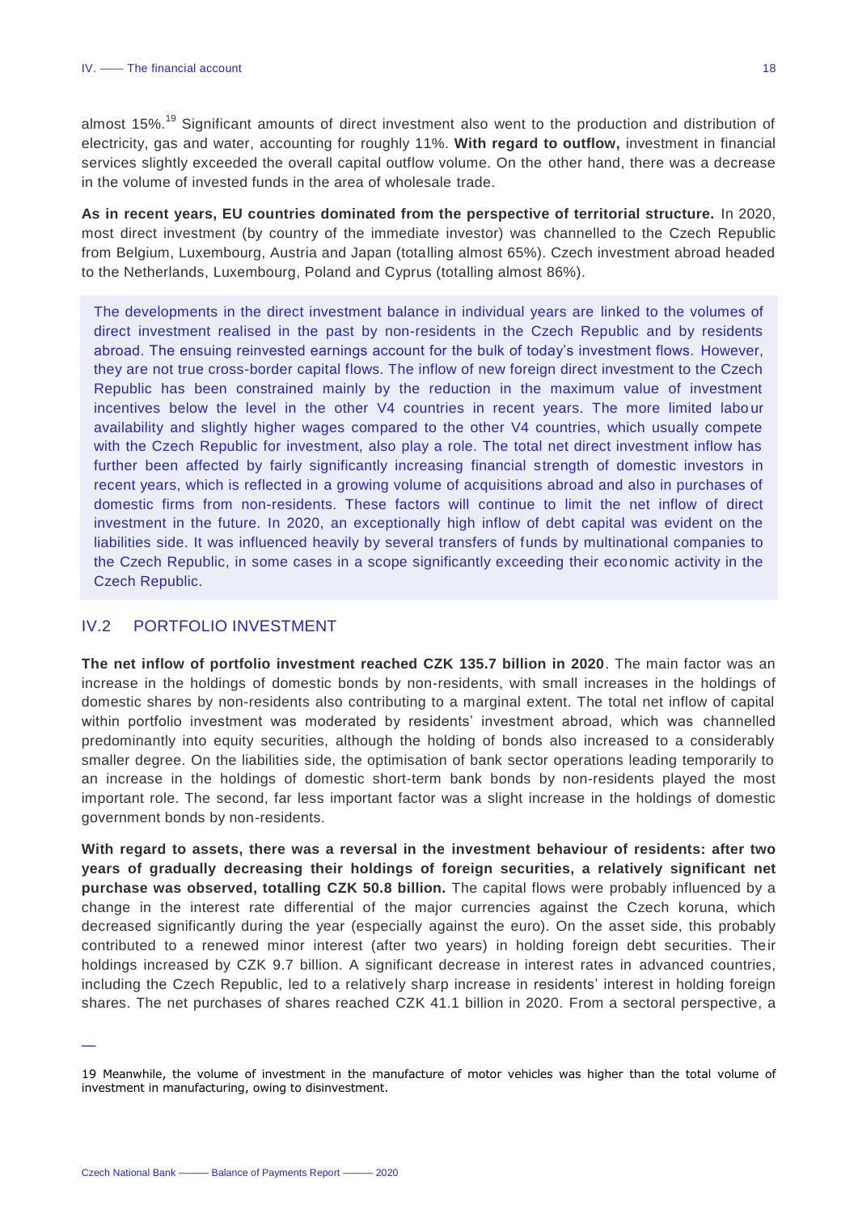almost 15%.[19] Significant amounts of direct investment also went to the production and distribution of electricity, gas and water, accounting for roughly 11%. **With regard to outflow,** investment in financial services slightly exceeded the overall capital outflow volume. On the other hand, there was a decrease in the volume of invested funds in the area of wholesale trade.

**As in recent years, EU countries dominated from the perspective of territorial structure.** In 2020, most direct investment (by country of the immediate investor) was channelled to the Czech Republic from Belgium, Luxembourg, Austria and Japan (totalling almost 65%). Czech investment abroad headed to the Netherlands, Luxembourg, Poland and Cyprus (totalling almost 86%).

> The developments in the direct investment balance in individual years are linked to the volumes of direct investment realised in the past by non-residents in the Czech Republic and by residents abroad. The ensuing reinvested earnings account for the bulk of today's investment flows. However, they are not true cross-border capital flows. The inflow of new foreign direct investment to the Czech Republic has been constrained mainly by the reduction in the maximum value of investment incentives below the level in the other V4 countries in recent years. The more limited labour availability and slightly higher wages compared to the other V4 countries, which usually compete with the Czech Republic for investment, also play a role. The total net direct investment inflow has further been affected by fairly significantly increasing financial strength of domestic investors in recent years, which is reflected in a growing volume of acquisitions abroad and also in purchases of domestic firms from non-residents. These factors will continue to limit the net inflow of direct investment in the future. In 2020, an exceptionally high inflow of debt capital was evident on the liabilities side. It was influenced heavily by several transfers of funds by multinational companies to the Czech Republic, in some cases in a scope significantly exceeding their economic activity in the Czech Republic.

## IV.2 PORTFOLIO INVESTMENT

**The net inflow of portfolio investment reached CZK 135.7 billion in 2020**. The main factor was an increase in the holdings of domestic bonds by non-residents, with small increases in the holdings of domestic shares by non-residents also contributing to a marginal extent. The total net inflow of capital within portfolio investment was moderated by residents' investment abroad, which was channelled predominantly into equity securities, although the holding of bonds also increased to a considerably smaller degree. On the liabilities side, the optimisation of bank sector operations leading temporarily to an increase in the holdings of domestic short-term bank bonds by non-residents played the most important role. The second, far less important factor was a slight increase in the holdings of domestic government bonds by non-residents.

**With regard to assets, there was a reversal in the investment behaviour of residents: after two years of gradually decreasing their holdings of foreign securities, a relatively significant net purchase was observed, totalling CZK 50.8 billion.** The capital flows were probably influenced by a change in the interest rate differential of the major currencies against the Czech koruna, which decreased significantly during the year (especially against the euro). On the asset side, this probably contributed to a renewed minor interest (after two years) in holding foreign debt securities. Their holdings increased by CZK 9.7 billion. A significant decrease in interest rates in advanced countries, including the Czech Republic, led to a relatively sharp increase in residents' interest in holding foreign shares. The net purchases of shares reached CZK 41.1 billion in 2020. From a sectoral perspective, a

---

19 Meanwhile, the volume of investment in the manufacture of motor vehicles was higher than the total volume of investment in manufacturing, owing to disinvestment.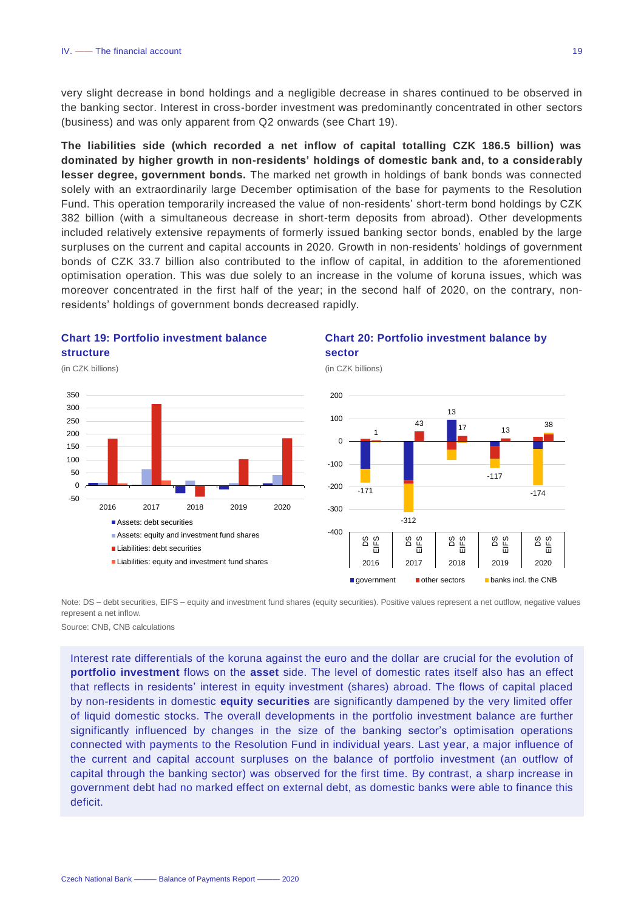very slight decrease in bond holdings and a negligible decrease in shares continued to be observed in the banking sector. Interest in cross-border investment was predominantly concentrated in other sectors (business) and was only apparent from Q2 onwards (see Chart 19).

**The liabilities side (which recorded a net inflow of capital totalling CZK 186.5 billion) was dominated by higher growth in non-residents' holdings of domestic bank and, to a considerably lesser degree, government bonds.** The marked net growth in holdings of bank bonds was connected solely with an extraordinarily large December optimisation of the base for payments to the Resolution Fund. This operation temporarily increased the value of non-residents' short-term bond holdings by CZK 382 billion (with a simultaneous decrease in short-term deposits from abroad). Other developments included relatively extensive repayments of formerly issued banking sector bonds, enabled by the large surpluses on the current and capital accounts in 2020. Growth in non-residents' holdings of government bonds of CZK 33.7 billion also contributed to the inflow of capital, in addition to the aforementioned optimisation operation. This was due solely to an increase in the volume of koruna issues, which was moreover concentrated in the first half of the year; in the second half of 2020, on the contrary, non-residents' holdings of government bonds decreased rapidly.

**Chart 19: Portfolio investment balance structure**

(in CZK billions)

**Chart 20: Portfolio investment balance by sector**

(in CZK billions)

Note: DS – debt securities, EIFS – equity and investment fund shares (equity securities). Positive values represent a net outflow, negative values represent a net inflow.

Source: CNB, CNB calculations

Interest rate differentials of the koruna against the euro and the dollar are crucial for the evolution of **portfolio investment** flows on the **asset** side. The level of domestic rates itself also has an effect that reflects in residents' interest in equity investment (shares) abroad. The flows of capital placed by non-residents in domestic **equity securities** are significantly dampened by the very limited offer of liquid domestic stocks. The overall developments in the portfolio investment balance are further significantly influenced by changes in the size of the banking sector's optimisation operations connected with payments to the Resolution Fund in individual years. Last year, a major influence of the current and capital account surpluses on the balance of portfolio investment (an outflow of capital through the banking sector) was observed for the first time. By contrast, a sharp increase in government debt had no marked effect on external debt, as domestic banks were able to finance this deficit.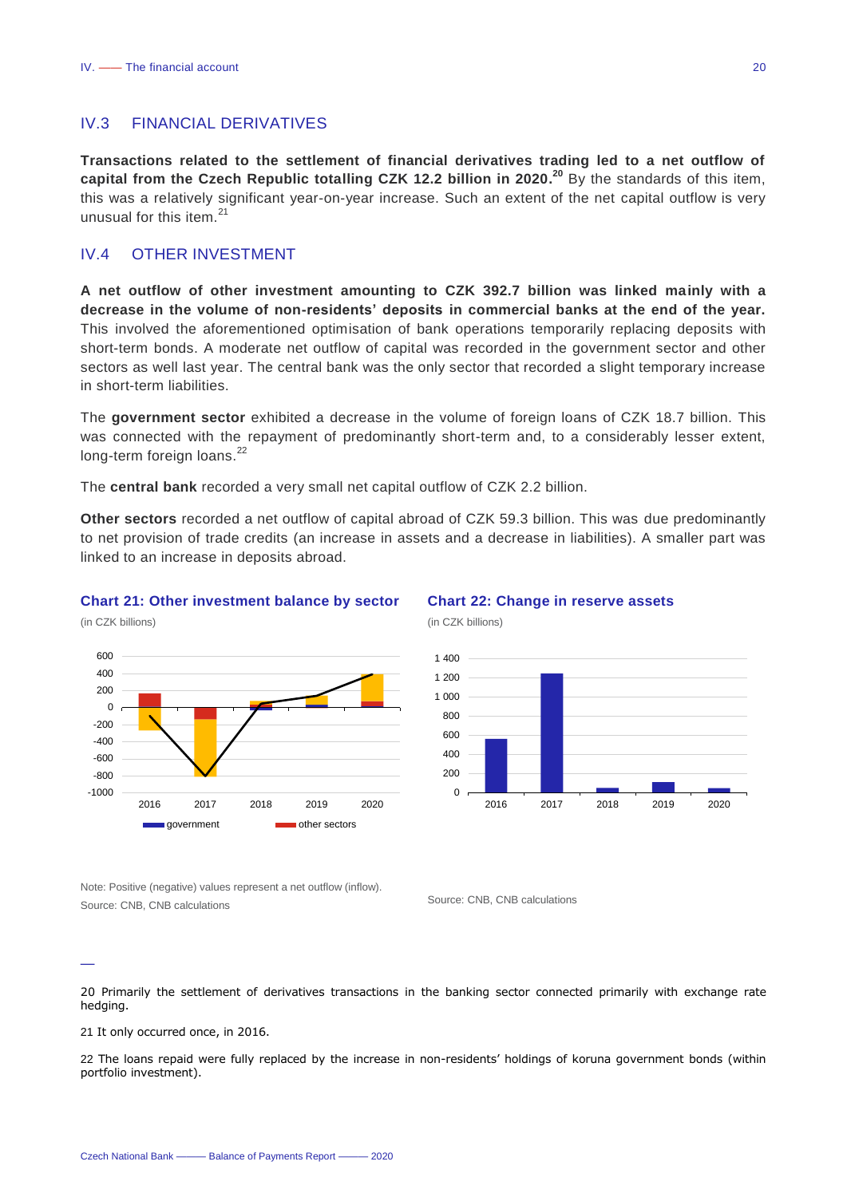## IV.3 FINANCIAL DERIVATIVES

**Transactions related to the settlement of financial derivatives trading led to a net outflow of capital from the Czech Republic totalling CZK 12.2 billion in 2020.**[20] By the standards of this item, this was a relatively significant year-on-year increase. Such an extent of the net capital outflow is very unusual for this item.[21]

## IV.4 OTHER INVESTMENT

**A net outflow of other investment amounting to CZK 392.7 billion was linked mainly with a decrease in the volume of non-residents' deposits in commercial banks at the end of the year.** This involved the aforementioned optimisation of bank operations temporarily replacing deposits with short-term bonds. A moderate net outflow of capital was recorded in the government sector and other sectors as well last year. The central bank was the only sector that recorded a slight temporary increase in short-term liabilities.

The **government sector** exhibited a decrease in the volume of foreign loans of CZK 18.7 billion. This was connected with the repayment of predominantly short-term and, to a considerably lesser extent, long-term foreign loans.[22]

The **central bank** recorded a very small net capital outflow of CZK 2.2 billion.

**Other sectors** recorded a net outflow of capital abroad of CZK 59.3 billion. This was due predominantly to net provision of trade credits (an increase in assets and a decrease in liabilities). A smaller part was linked to an increase in deposits abroad.

**Chart 21: Other investment balance by sector**

(in CZK billions)

Note: Positive (negative) values represent a net outflow (inflow).
Source: CNB, CNB calculations

**Chart 22: Change in reserve assets**

(in CZK billions)

Source: CNB, CNB calculations

---

20 Primarily the settlement of derivatives transactions in the banking sector connected primarily with exchange rate hedging.

21 It only occurred once, in 2016.

22 The loans repaid were fully replaced by the increase in non-residents' holdings of koruna government bonds (within portfolio investment).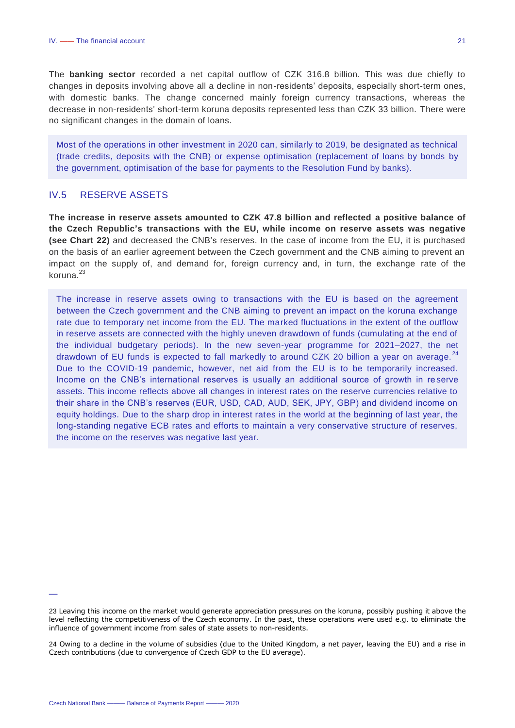The **banking sector** recorded a net capital outflow of CZK 316.8 billion. This was due chiefly to changes in deposits involving above all a decline in non-residents' deposits, especially short-term ones, with domestic banks. The change concerned mainly foreign currency transactions, whereas the decrease in non-residents' short-term koruna deposits represented less than CZK 33 billion. There were no significant changes in the domain of loans.

Most of the operations in other investment in 2020 can, similarly to 2019, be designated as technical (trade credits, deposits with the CNB) or expense optimisation (replacement of loans by bonds by the government, optimisation of the base for payments to the Resolution Fund by banks).

## IV.5 RESERVE ASSETS

**The increase in reserve assets amounted to CZK 47.8 billion and reflected a positive balance of the Czech Republic's transactions with the EU, while income on reserve assets was negative (see Chart 22)** and decreased the CNB's reserves. In the case of income from the EU, it is purchased on the basis of an earlier agreement between the Czech government and the CNB aiming to prevent an impact on the supply of, and demand for, foreign currency and, in turn, the exchange rate of the koruna.[23]

The increase in reserve assets owing to transactions with the EU is based on the agreement between the Czech government and the CNB aiming to prevent an impact on the koruna exchange rate due to temporary net income from the EU. The marked fluctuations in the extent of the outflow in reserve assets are connected with the highly uneven drawdown of funds (cumulating at the end of the individual budgetary periods). In the new seven-year programme for 2021–2027, the net drawdown of EU funds is expected to fall markedly to around CZK 20 billion a year on average.[24] Due to the COVID-19 pandemic, however, net aid from the EU is to be temporarily increased. Income on the CNB's international reserves is usually an additional source of growth in reserve assets. This income reflects above all changes in interest rates on the reserve currencies relative to their share in the CNB's reserves (EUR, USD, CAD, AUD, SEK, JPY, GBP) and dividend income on equity holdings. Due to the sharp drop in interest rates in the world at the beginning of last year, the long-standing negative ECB rates and efforts to maintain a very conservative structure of reserves, the income on the reserves was negative last year.

---

23 Leaving this income on the market would generate appreciation pressures on the koruna, possibly pushing it above the level reflecting the competitiveness of the Czech economy. In the past, these operations were used e.g. to eliminate the influence of government income from sales of state assets to non-residents.

24 Owing to a decline in the volume of subsidies (due to the United Kingdom, a net payer, leaving the EU) and a rise in Czech contributions (due to convergence of Czech GDP to the EU average).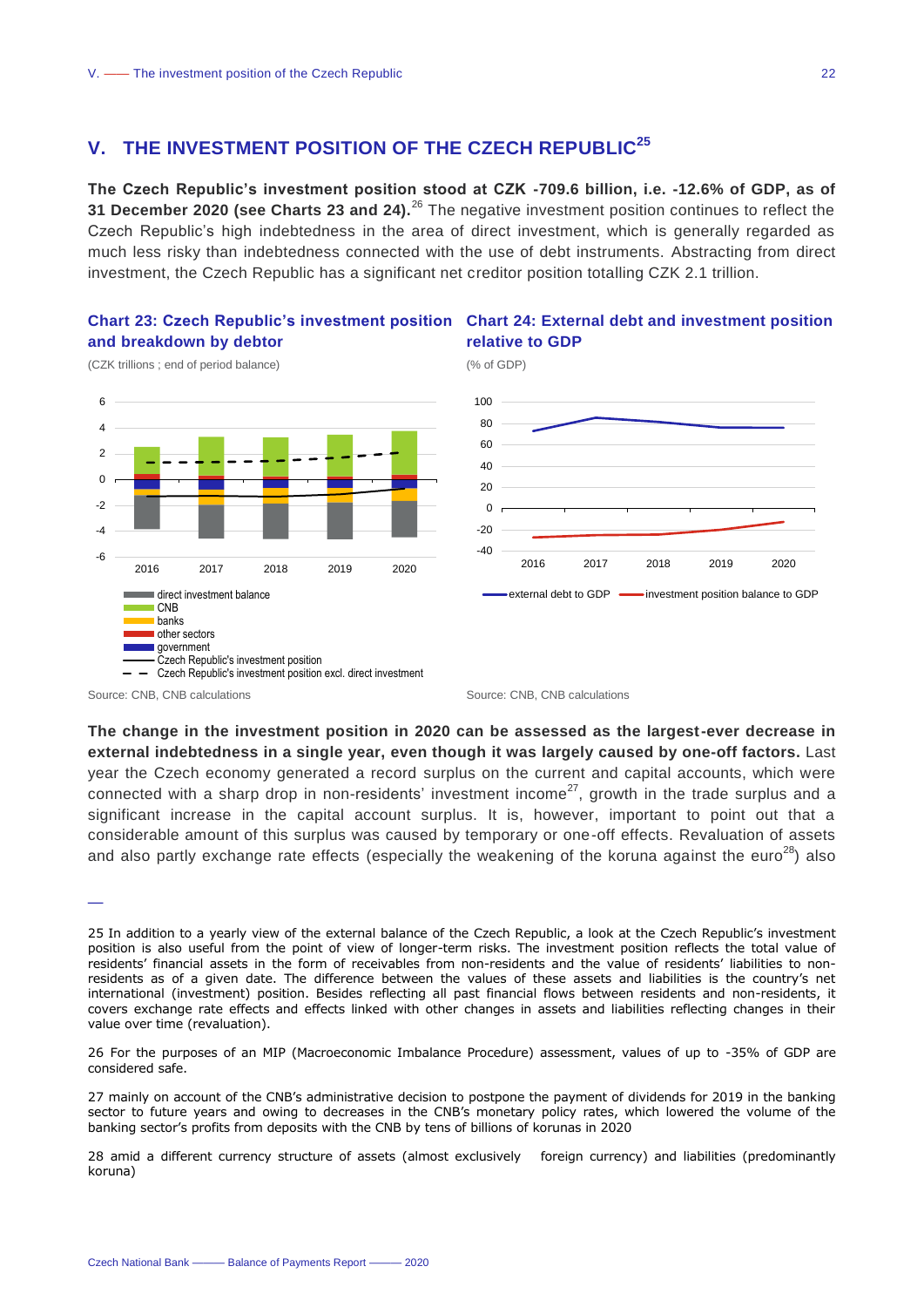## V. THE INVESTMENT POSITION OF THE CZECH REPUBLIC[25]

**The Czech Republic's investment position stood at CZK -709.6 billion, i.e. -12.6% of GDP, as of 31 December 2020 (see Charts 23 and 24).**[26] The negative investment position continues to reflect the Czech Republic's high indebtedness in the area of direct investment, which is generally regarded as much less risky than indebtedness connected with the use of debt instruments. Abstracting from direct investment, the Czech Republic has a significant net creditor position totalling CZK 2.1 trillion.

**Chart 23: Czech Republic's investment position and breakdown by debtor**

(CZK trillions ; end of period balance)

Source: CNB, CNB calculations

**Chart 24: External debt and investment position relative to GDP**

(% of GDP)

Source: CNB, CNB calculations

**The change in the investment position in 2020 can be assessed as the largest-ever decrease in external indebtedness in a single year, even though it was largely caused by one-off factors.** Last year the Czech economy generated a record surplus on the current and capital accounts, which were connected with a sharp drop in non-residents' investment income[27], growth in the trade surplus and a significant increase in the capital account surplus. It is, however, important to point out that a considerable amount of this surplus was caused by temporary or one-off effects. Revaluation of assets and also partly exchange rate effects (especially the weakening of the koruna against the euro[28]) also

---

25 In addition to a yearly view of the external balance of the Czech Republic, a look at the Czech Republic's investment position is also useful from the point of view of longer-term risks. The investment position reflects the total value of residents' financial assets in the form of receivables from non-residents and the value of residents' liabilities to non-residents as of a given date. The difference between the values of these assets and liabilities is the country's net international (investment) position. Besides reflecting all past financial flows between residents and non-residents, it covers exchange rate effects and effects linked with other changes in assets and liabilities reflecting changes in their value over time (revaluation).

26 For the purposes of an MIP (Macroeconomic Imbalance Procedure) assessment, values of up to -35% of GDP are considered safe.

27 mainly on account of the CNB's administrative decision to postpone the payment of dividends for 2019 in the banking sector to future years and owing to decreases in the CNB's monetary policy rates, which lowered the volume of the banking sector's profits from deposits with the CNB by tens of billions of korunas in 2020

28 amid a different currency structure of assets (almost exclusively foreign currency) and liabilities (predominantly koruna)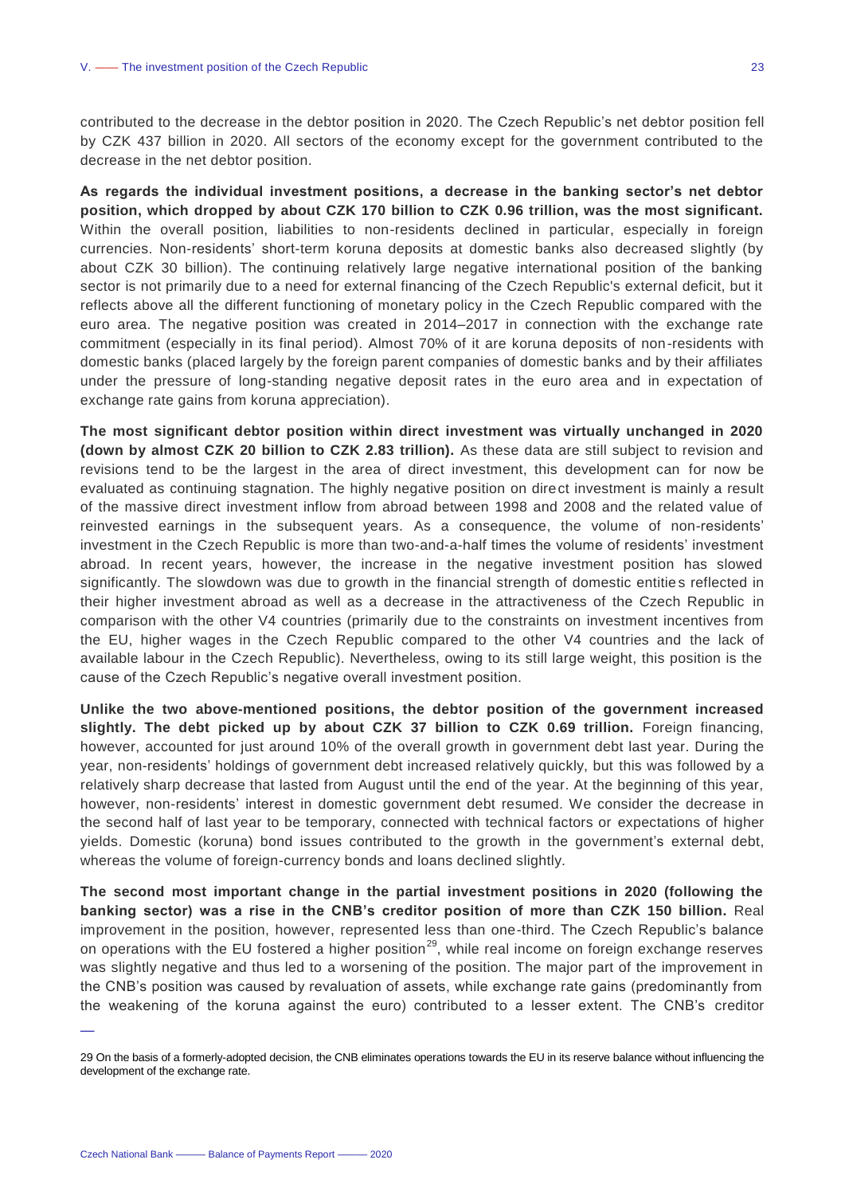contributed to the decrease in the debtor position in 2020. The Czech Republic's net debtor position fell by CZK 437 billion in 2020. All sectors of the economy except for the government contributed to the decrease in the net debtor position.

**As regards the individual investment positions, a decrease in the banking sector's net debtor position, which dropped by about CZK 170 billion to CZK 0.96 trillion, was the most significant.** Within the overall position, liabilities to non-residents declined in particular, especially in foreign currencies. Non-residents' short-term koruna deposits at domestic banks also decreased slightly (by about CZK 30 billion). The continuing relatively large negative international position of the banking sector is not primarily due to a need for external financing of the Czech Republic's external deficit, but it reflects above all the different functioning of monetary policy in the Czech Republic compared with the euro area. The negative position was created in 2014–2017 in connection with the exchange rate commitment (especially in its final period). Almost 70% of it are koruna deposits of non-residents with domestic banks (placed largely by the foreign parent companies of domestic banks and by their affiliates under the pressure of long-standing negative deposit rates in the euro area and in expectation of exchange rate gains from koruna appreciation).

**The most significant debtor position within direct investment was virtually unchanged in 2020 (down by almost CZK 20 billion to CZK 2.83 trillion).** As these data are still subject to revision and revisions tend to be the largest in the area of direct investment, this development can for now be evaluated as continuing stagnation. The highly negative position on direct investment is mainly a result of the massive direct investment inflow from abroad between 1998 and 2008 and the related value of reinvested earnings in the subsequent years. As a consequence, the volume of non-residents' investment in the Czech Republic is more than two-and-a-half times the volume of residents' investment abroad. In recent years, however, the increase in the negative investment position has slowed significantly. The slowdown was due to growth in the financial strength of domestic entities reflected in their higher investment abroad as well as a decrease in the attractiveness of the Czech Republic in comparison with the other V4 countries (primarily due to the constraints on investment incentives from the EU, higher wages in the Czech Republic compared to the other V4 countries and the lack of available labour in the Czech Republic). Nevertheless, owing to its still large weight, this position is the cause of the Czech Republic's negative overall investment position.

**Unlike the two above-mentioned positions, the debtor position of the government increased slightly. The debt picked up by about CZK 37 billion to CZK 0.69 trillion.** Foreign financing, however, accounted for just around 10% of the overall growth in government debt last year. During the year, non-residents' holdings of government debt increased relatively quickly, but this was followed by a relatively sharp decrease that lasted from August until the end of the year. At the beginning of this year, however, non-residents' interest in domestic government debt resumed. We consider the decrease in the second half of last year to be temporary, connected with technical factors or expectations of higher yields. Domestic (koruna) bond issues contributed to the growth in the government's external debt, whereas the volume of foreign-currency bonds and loans declined slightly.

**The second most important change in the partial investment positions in 2020 (following the banking sector) was a rise in the CNB's creditor position of more than CZK 150 billion.** Real improvement in the position, however, represented less than one-third. The Czech Republic's balance on operations with the EU fostered a higher position[29], while real income on foreign exchange reserves was slightly negative and thus led to a worsening of the position. The major part of the improvement in the CNB's position was caused by revaluation of assets, while exchange rate gains (predominantly from the weakening of the koruna against the euro) contributed to a lesser extent. The CNB's creditor

29 On the basis of a formerly-adopted decision, the CNB eliminates operations towards the EU in its reserve balance without influencing the development of the exchange rate.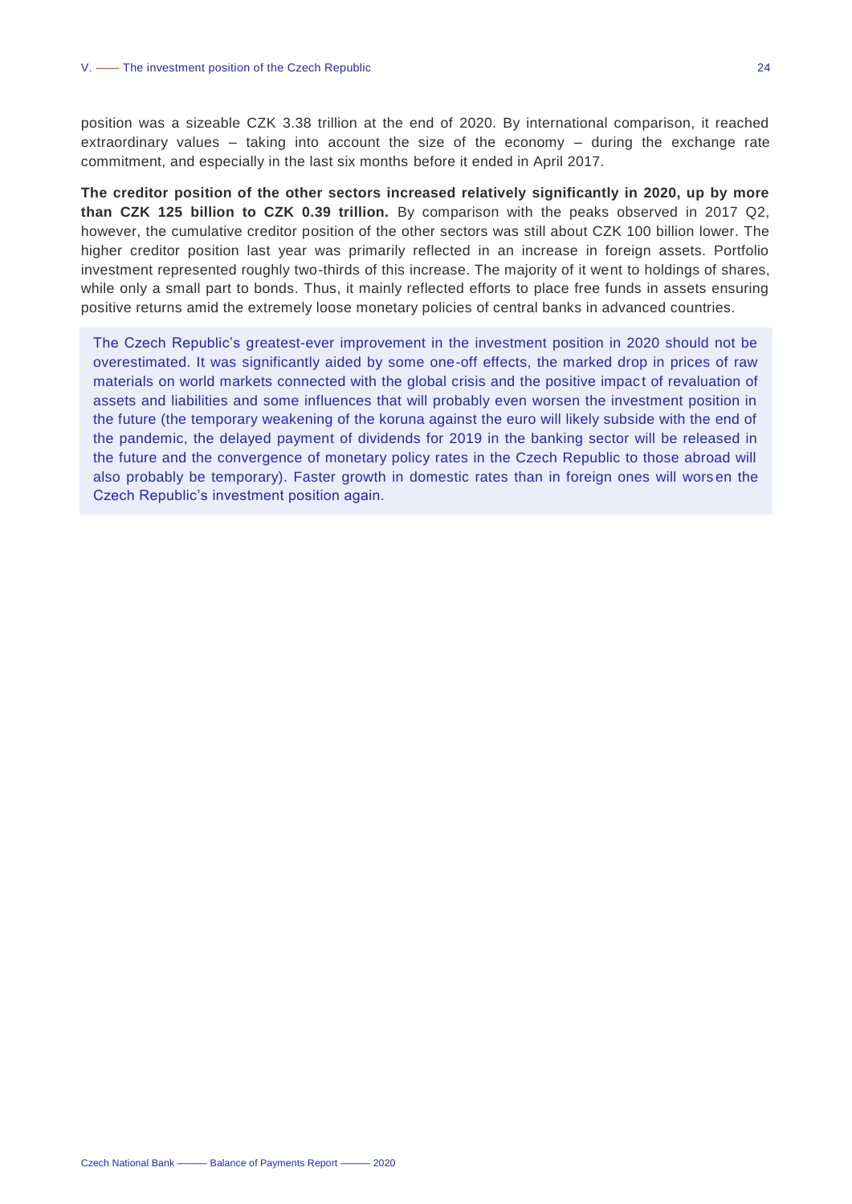position was a sizeable CZK 3.38 trillion at the end of 2020. By international comparison, it reached extraordinary values – taking into account the size of the economy – during the exchange rate commitment, and especially in the last six months before it ended in April 2017.

**The creditor position of the other sectors increased relatively significantly in 2020, up by more than CZK 125 billion to CZK 0.39 trillion.** By comparison with the peaks observed in 2017 Q2, however, the cumulative creditor position of the other sectors was still about CZK 100 billion lower. The higher creditor position last year was primarily reflected in an increase in foreign assets. Portfolio investment represented roughly two-thirds of this increase. The majority of it went to holdings of shares, while only a small part to bonds. Thus, it mainly reflected efforts to place free funds in assets ensuring positive returns amid the extremely loose monetary policies of central banks in advanced countries.

The Czech Republic's greatest-ever improvement in the investment position in 2020 should not be overestimated. It was significantly aided by some one-off effects, the marked drop in prices of raw materials on world markets connected with the global crisis and the positive impact of revaluation of assets and liabilities and some influences that will probably even worsen the investment position in the future (the temporary weakening of the koruna against the euro will likely subside with the end of the pandemic, the delayed payment of dividends for 2019 in the banking sector will be released in the future and the convergence of monetary policy rates in the Czech Republic to those abroad will also probably be temporary). Faster growth in domestic rates than in foreign ones will worsen the Czech Republic's investment position again.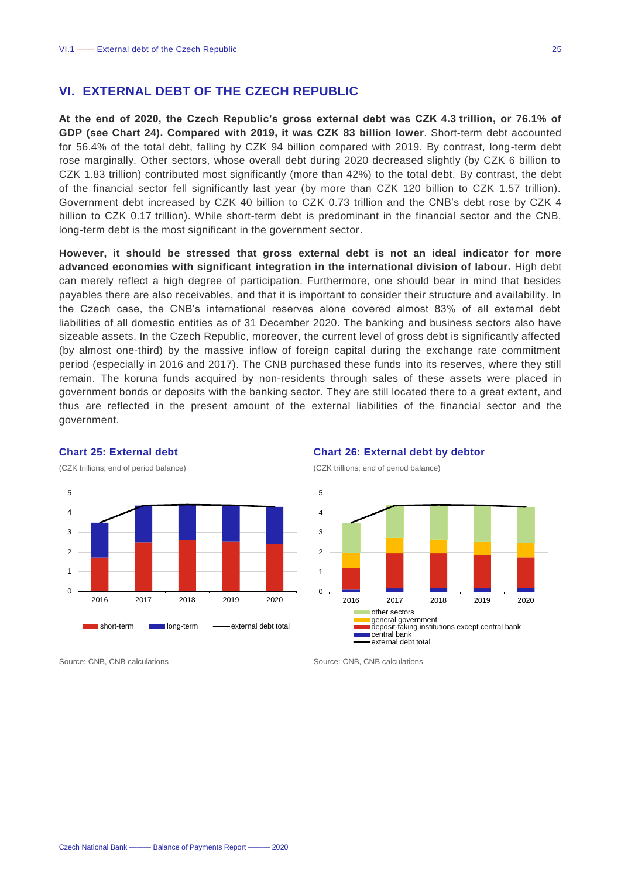# VI. EXTERNAL DEBT OF THE CZECH REPUBLIC

**At the end of 2020, the Czech Republic's gross external debt was CZK 4.3 trillion, or 76.1% of GDP (see Chart 24). Compared with 2019, it was CZK 83 billion lower**. Short-term debt accounted for 56.4% of the total debt, falling by CZK 94 billion compared with 2019. By contrast, long-term debt rose marginally. Other sectors, whose overall debt during 2020 decreased slightly (by CZK 6 billion to CZK 1.83 trillion) contributed most significantly (more than 42%) to the total debt. By contrast, the debt of the financial sector fell significantly last year (by more than CZK 120 billion to CZK 1.57 trillion). Government debt increased by CZK 40 billion to CZK 0.73 trillion and the CNB's debt rose by CZK 4 billion to CZK 0.17 trillion). While short-term debt is predominant in the financial sector and the CNB, long-term debt is the most significant in the government sector.

**However, it should be stressed that gross external debt is not an ideal indicator for more advanced economies with significant integration in the international division of labour.** High debt can merely reflect a high degree of participation. Furthermore, one should bear in mind that besides payables there are also receivables, and that it is important to consider their structure and availability. In the Czech case, the CNB's international reserves alone covered almost 83% of all external debt liabilities of all domestic entities as of 31 December 2020. The banking and business sectors also have sizeable assets. In the Czech Republic, moreover, the current level of gross debt is significantly affected (by almost one-third) by the massive inflow of foreign capital during the exchange rate commitment period (especially in 2016 and 2017). The CNB purchased these funds into its reserves, where they still remain. The koruna funds acquired by non-residents through sales of these assets were placed in government bonds or deposits with the banking sector. They are still located there to a great extent, and thus are reflected in the present amount of the external liabilities of the financial sector and the government.

### Chart 25: External debt

(CZK trillions; end of period balance)

Source: CNB, CNB calculations

### Chart 26: External debt by debtor

(CZK trillions; end of period balance)

Source: CNB, CNB calculations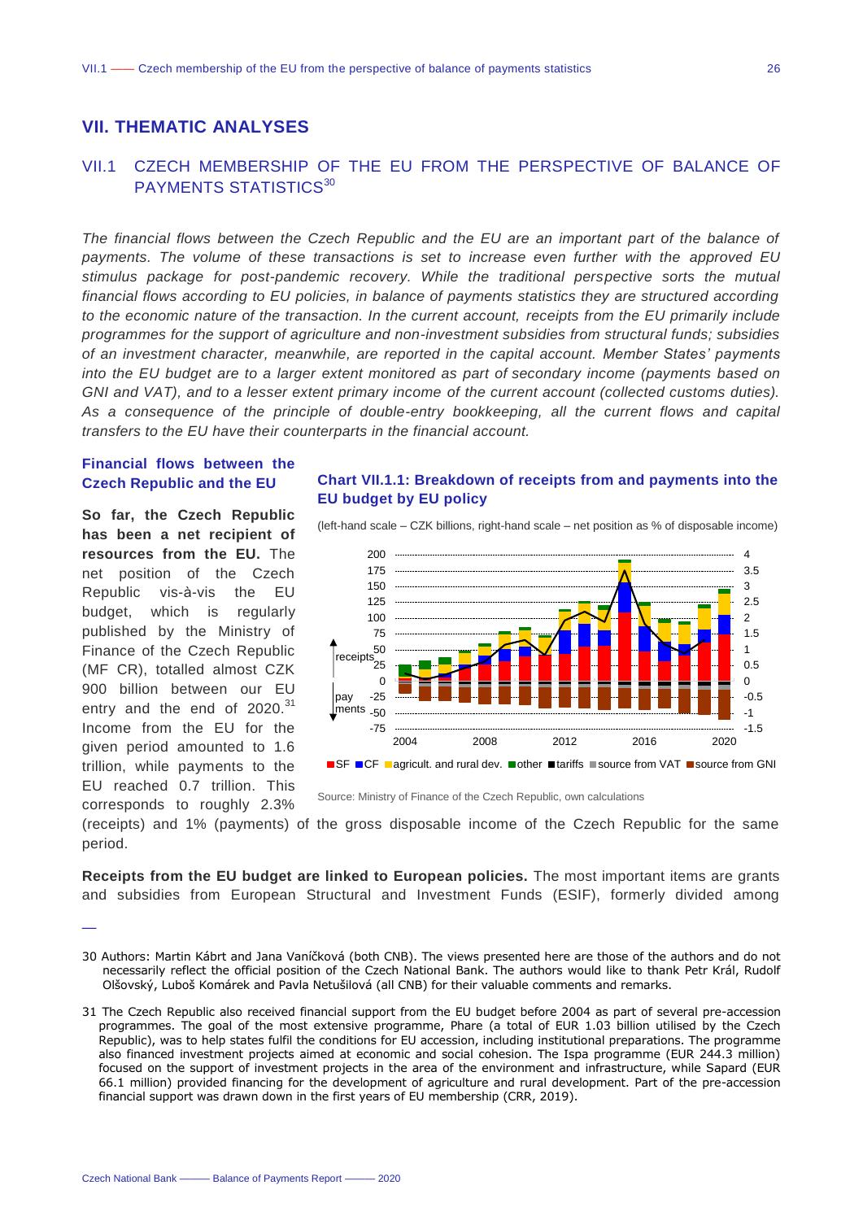## VII. THEMATIC ANALYSES

### VII.1 CZECH MEMBERSHIP OF THE EU FROM THE PERSPECTIVE OF BALANCE OF PAYMENTS STATISTICS[30]

*The financial flows between the Czech Republic and the EU are an important part of the balance of payments. The volume of these transactions is set to increase even further with the approved EU stimulus package for post-pandemic recovery. While the traditional perspective sorts the mutual financial flows according to EU policies, in balance of payments statistics they are structured according to the economic nature of the transaction. In the current account, receipts from the EU primarily include programmes for the support of agriculture and non-investment subsidies from structural funds; subsidies of an investment character, meanwhile, are reported in the capital account. Member States' payments into the EU budget are to a larger extent monitored as part of secondary income (payments based on GNI and VAT), and to a lesser extent primary income of the current account (collected customs duties). As a consequence of the principle of double-entry bookkeeping, all the current flows and capital transfers to the EU have their counterparts in the financial account.*

#### Financial flows between the Czech Republic and the EU

**So far, the Czech Republic has been a net recipient of resources from the EU.** The net position of the Czech Republic vis-à-vis the EU budget, which is regularly published by the Ministry of Finance of the Czech Republic (MF CR), totalled almost CZK 900 billion between our EU entry and the end of 2020.[31] Income from the EU for the given period amounted to 1.6 trillion, while payments to the EU reached 0.7 trillion. This corresponds to roughly 2.3% (receipts) and 1% (payments) of the gross disposable income of the Czech Republic for the same period.

**Chart VII.1.1: Breakdown of receipts from and payments into the EU budget by EU policy**

(left-hand scale – CZK billions, right-hand scale – net position as % of disposable income)

Source: Ministry of Finance of the Czech Republic, own calculations

**Receipts from the EU budget are linked to European policies.** The most important items are grants and subsidies from European Structural and Investment Funds (ESIF), formerly divided among

---

30 Authors: Martin Kábrt and Jana Vaníčková (both CNB). The views presented here are those of the authors and do not necessarily reflect the official position of the Czech National Bank. The authors would like to thank Petr Král, Rudolf Olšovský, Luboš Komárek and Pavla Netušilová (all CNB) for their valuable comments and remarks.

31 The Czech Republic also received financial support from the EU budget before 2004 as part of several pre-accession programmes. The goal of the most extensive programme, Phare (a total of EUR 1.03 billion utilised by the Czech Republic), was to help states fulfil the conditions for EU accession, including institutional preparations. The programme also financed investment projects aimed at economic and social cohesion. The Ispa programme (EUR 244.3 million) focused on the support of investment projects in the area of the environment and infrastructure, while Sapard (EUR 66.1 million) provided financing for the development of agriculture and rural development. Part of the pre-accession financial support was drawn down in the first years of EU membership (CRR, 2019).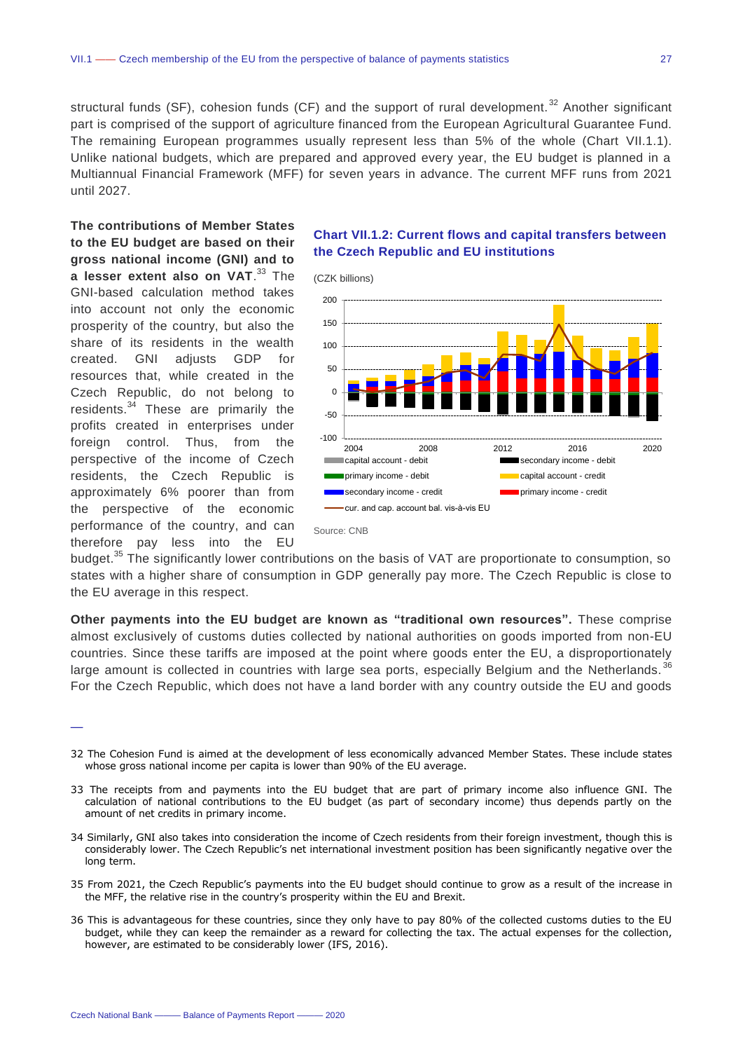structural funds (SF), cohesion funds (CF) and the support of rural development.[32] Another significant part is comprised of the support of agriculture financed from the European Agricultural Guarantee Fund. The remaining European programmes usually represent less than 5% of the whole (Chart VII.1.1). Unlike national budgets, which are prepared and approved every year, the EU budget is planned in a Multiannual Financial Framework (MFF) for seven years in advance. The current MFF runs from 2021 until 2027.

**The contributions of Member States to the EU budget are based on their gross national income (GNI) and to a lesser extent also on VAT**.[33] The GNI-based calculation method takes into account not only the economic prosperity of the country, but also the share of its residents in the wealth created. GNI adjusts GDP for resources that, while created in the Czech Republic, do not belong to residents.[34] These are primarily the profits created in enterprises under foreign control. Thus, from the perspective of the income of Czech residents, the Czech Republic is approximately 6% poorer than from the perspective of the economic performance of the country, and can therefore pay less into the EU budget.[35] The significantly lower contributions on the basis of VAT are proportionate to consumption, so states with a higher share of consumption in GDP generally pay more. The Czech Republic is close to the EU average in this respect.

**Chart VII.1.2: Current flows and capital transfers between the Czech Republic and EU institutions**

(CZK billions)

Source: CNB

**Other payments into the EU budget are known as "traditional own resources".** These comprise almost exclusively of customs duties collected by national authorities on goods imported from non-EU countries. Since these tariffs are imposed at the point where goods enter the EU, a disproportionately large amount is collected in countries with large sea ports, especially Belgium and the Netherlands.[36] For the Czech Republic, which does not have a land border with any country outside the EU and goods

---

32 The Cohesion Fund is aimed at the development of less economically advanced Member States. These include states whose gross national income per capita is lower than 90% of the EU average.

33 The receipts from and payments into the EU budget that are part of primary income also influence GNI. The calculation of national contributions to the EU budget (as part of secondary income) thus depends partly on the amount of net credits in primary income.

34 Similarly, GNI also takes into consideration the income of Czech residents from their foreign investment, though this is considerably lower. The Czech Republic's net international investment position has been significantly negative over the long term.

35 From 2021, the Czech Republic's payments into the EU budget should continue to grow as a result of the increase in the MFF, the relative rise in the country's prosperity within the EU and Brexit.

36 This is advantageous for these countries, since they only have to pay 80% of the collected customs duties to the EU budget, while they can keep the remainder as a reward for collecting the tax. The actual expenses for the collection, however, are estimated to be considerably lower (IFS, 2016).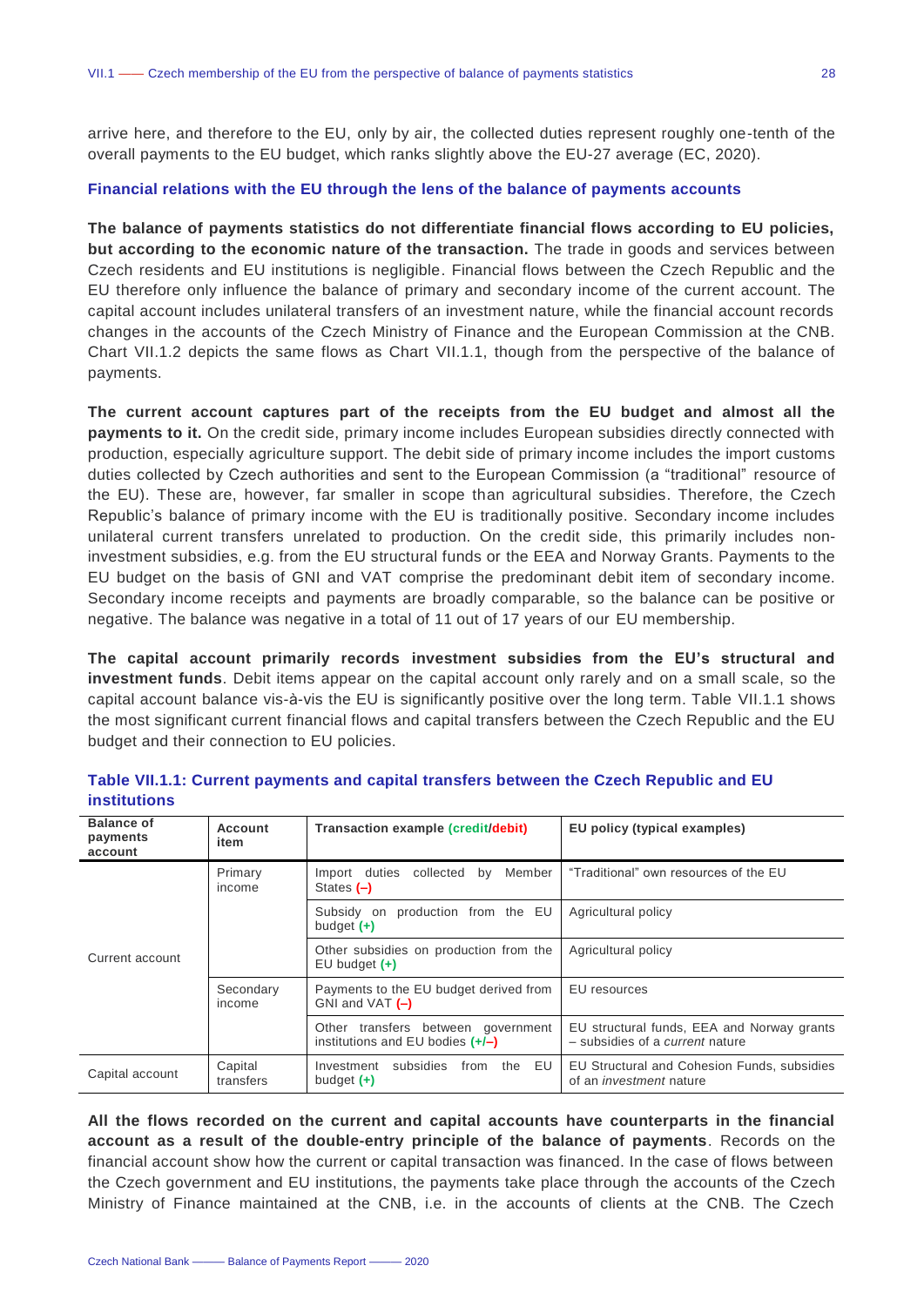arrive here, and therefore to the EU, only by air, the collected duties represent roughly one-tenth of the overall payments to the EU budget, which ranks slightly above the EU-27 average (EC, 2020).

### Financial relations with the EU through the lens of the balance of payments accounts

**The balance of payments statistics do not differentiate financial flows according to EU policies, but according to the economic nature of the transaction.** The trade in goods and services between Czech residents and EU institutions is negligible. Financial flows between the Czech Republic and the EU therefore only influence the balance of primary and secondary income of the current account. The capital account includes unilateral transfers of an investment nature, while the financial account records changes in the accounts of the Czech Ministry of Finance and the European Commission at the CNB. Chart VII.1.2 depicts the same flows as Chart VII.1.1, though from the perspective of the balance of payments.

**The current account captures part of the receipts from the EU budget and almost all the payments to it.** On the credit side, primary income includes European subsidies directly connected with production, especially agriculture support. The debit side of primary income includes the import customs duties collected by Czech authorities and sent to the European Commission (a "traditional" resource of the EU). These are, however, far smaller in scope than agricultural subsidies. Therefore, the Czech Republic's balance of primary income with the EU is traditionally positive. Secondary income includes unilateral current transfers unrelated to production. On the credit side, this primarily includes non-investment subsidies, e.g. from the EU structural funds or the EEA and Norway Grants. Payments to the EU budget on the basis of GNI and VAT comprise the predominant debit item of secondary income. Secondary income receipts and payments are broadly comparable, so the balance can be positive or negative. The balance was negative in a total of 11 out of 17 years of our EU membership.

**The capital account primarily records investment subsidies from the EU's structural and investment funds**. Debit items appear on the capital account only rarely and on a small scale, so the capital account balance vis-à-vis the EU is significantly positive over the long term. Table VII.1.1 shows the most significant current financial flows and capital transfers between the Czech Republic and the EU budget and their connection to EU policies.

**Table VII.1.1: Current payments and capital transfers between the Czech Republic and EU institutions**

| Balance of payments account | Account item | Transaction example (credit/debit) | EU policy (typical examples) |
|---|---|---|---|
| Current account | Primary income | Import duties collected by Member States (–) | "Traditional" own resources of the EU |
| | | Subsidy on production from the EU budget (+) | Agricultural policy |
| | | Other subsidies on production from the EU budget (+) | Agricultural policy |
| | Secondary income | Payments to the EU budget derived from GNI and VAT (–) | EU resources |
| | | Other transfers between government institutions and EU bodies (+/–) | EU structural funds, EEA and Norway grants – subsidies of a *current* nature |
| Capital account | Capital transfers | Investment subsidies from the EU budget (+) | EU Structural and Cohesion Funds, subsidies of an *investment* nature |

**All the flows recorded on the current and capital accounts have counterparts in the financial account as a result of the double-entry principle of the balance of payments**. Records on the financial account show how the current or capital transaction was financed. In the case of flows between the Czech government and EU institutions, the payments take place through the accounts of the Czech Ministry of Finance maintained at the CNB, i.e. in the accounts of clients at the CNB. The Czech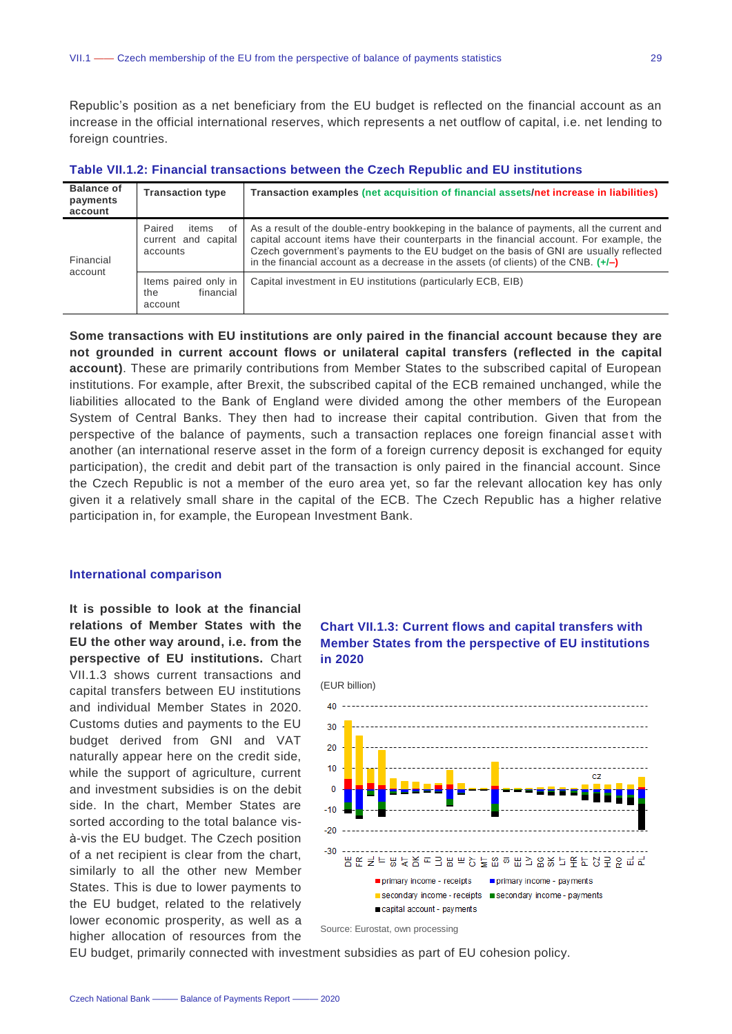Republic's position as a net beneficiary from the EU budget is reflected on the financial account as an increase in the official international reserves, which represents a net outflow of capital, i.e. net lending to foreign countries.

**Table VII.1.2: Financial transactions between the Czech Republic and EU institutions**

| Balance of payments account | Transaction type | Transaction examples (net acquisition of financial assets/net increase in liabilities) |
|---|---|---|
| Financial account | Paired items of current and capital accounts | As a result of the double-entry bookkeping in the balance of payments, all the current and capital account items have their counterparts in the financial account. For example, the Czech government's payments to the EU budget on the basis of GNI are usually reflected in the financial account as a decrease in the assets (of clients) of the CNB. (+/–) |
| | Items paired only in the financial account | Capital investment in EU institutions (particularly ECB, EIB) |

**Some transactions with EU institutions are only paired in the financial account because they are not grounded in current account flows or unilateral capital transfers (reflected in the capital account)**. These are primarily contributions from Member States to the subscribed capital of European institutions. For example, after Brexit, the subscribed capital of the ECB remained unchanged, while the liabilities allocated to the Bank of England were divided among the other members of the European System of Central Banks. They then had to increase their capital contribution. Given that from the perspective of the balance of payments, such a transaction replaces one foreign financial asset with another (an international reserve asset in the form of a foreign currency deposit is exchanged for equity participation), the credit and debit part of the transaction is only paired in the financial account. Since the Czech Republic is not a member of the euro area yet, so far the relevant allocation key has only given it a relatively small share in the capital of the ECB. The Czech Republic has a higher relative participation in, for example, the European Investment Bank.

### International comparison

**It is possible to look at the financial relations of Member States with the EU the other way around, i.e. from the perspective of EU institutions.** Chart VII.1.3 shows current transactions and capital transfers between EU institutions and individual Member States in 2020. Customs duties and payments to the EU budget derived from GNI and VAT naturally appear here on the credit side, while the support of agriculture, current and investment subsidies is on the debit side. In the chart, Member States are sorted according to the total balance vis-à-vis the EU budget. The Czech position of a net recipient is clear from the chart, similarly to all the other new Member States. This is due to lower payments to the EU budget, related to the relatively lower economic prosperity, as well as a higher allocation of resources from the EU budget, primarily connected with investment subsidies as part of EU cohesion policy.

**Chart VII.1.3: Current flows and capital transfers with Member States from the perspective of EU institutions in 2020**

(EUR billion)

Legend: primary income - receipts; primary income - payments; secondary income - receipts; secondary income - payments; capital account - payments

Countries: DE, FR, NL, IT, SE, AT, DK, FI, LU, BE, IE, CY, MT, ES, SI, EE, LV, BG, SK, LT, HR, PT, CZ, HU, RO, EL, PL

Source: Eurostat, own processing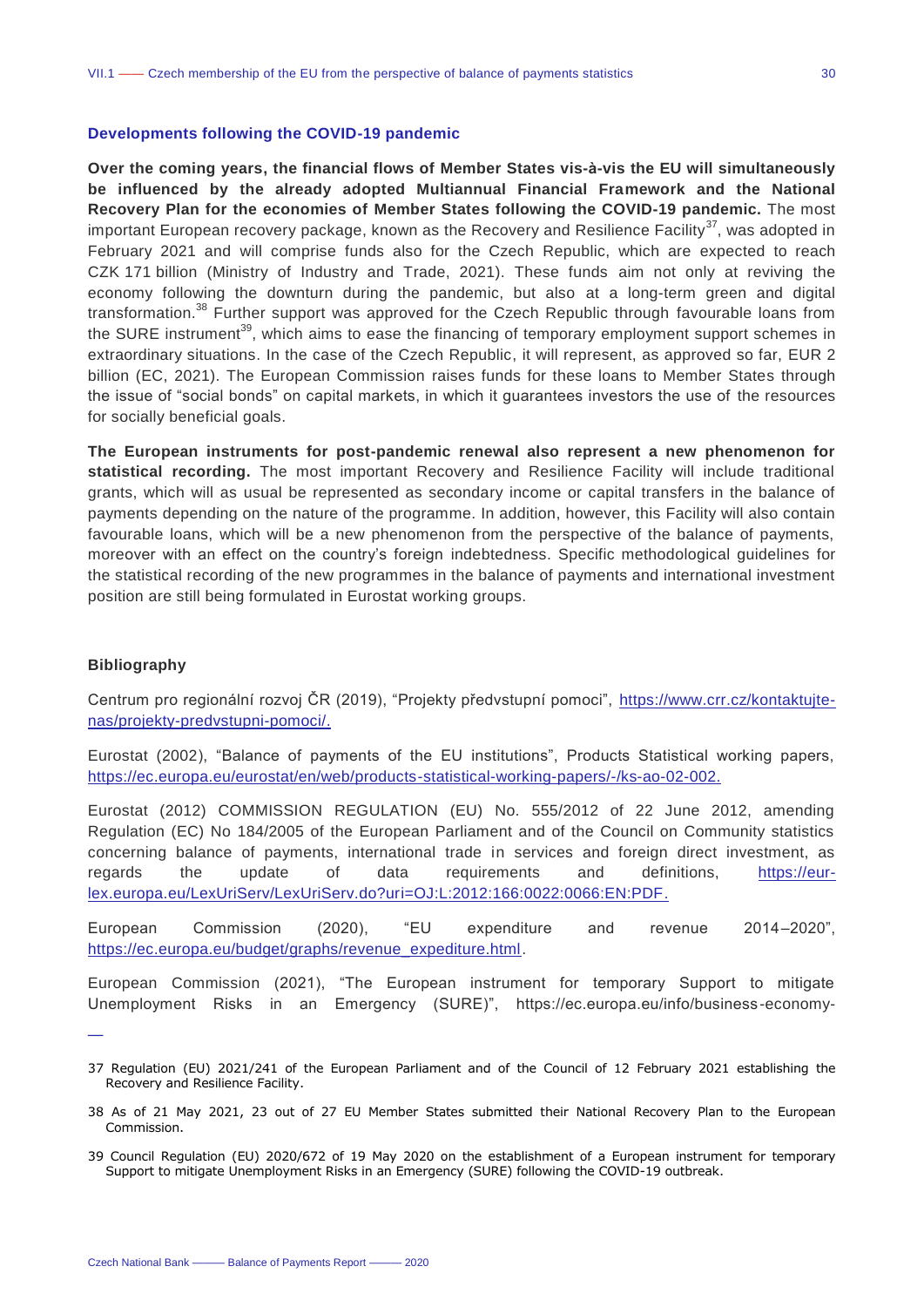### Developments following the COVID-19 pandemic

**Over the coming years, the financial flows of Member States vis-à-vis the EU will simultaneously be influenced by the already adopted Multiannual Financial Framework and the National Recovery Plan for the economies of Member States following the COVID-19 pandemic.** The most important European recovery package, known as the Recovery and Resilience Facility[37], was adopted in February 2021 and will comprise funds also for the Czech Republic, which are expected to reach CZK 171 billion (Ministry of Industry and Trade, 2021). These funds aim not only at reviving the economy following the downturn during the pandemic, but also at a long-term green and digital transformation.[38] Further support was approved for the Czech Republic through favourable loans from the SURE instrument[39], which aims to ease the financing of temporary employment support schemes in extraordinary situations. In the case of the Czech Republic, it will represent, as approved so far, EUR 2 billion (EC, 2021). The European Commission raises funds for these loans to Member States through the issue of "social bonds" on capital markets, in which it guarantees investors the use of the resources for socially beneficial goals.

**The European instruments for post-pandemic renewal also represent a new phenomenon for statistical recording.** The most important Recovery and Resilience Facility will include traditional grants, which will as usual be represented as secondary income or capital transfers in the balance of payments depending on the nature of the programme. In addition, however, this Facility will also contain favourable loans, which will be a new phenomenon from the perspective of the balance of payments, moreover with an effect on the country's foreign indebtedness. Specific methodological guidelines for the statistical recording of the new programmes in the balance of payments and international investment position are still being formulated in Eurostat working groups.

### Bibliography

Centrum pro regionální rozvoj ČR (2019), "Projekty předvstupní pomoci", https://www.crr.cz/kontaktujte-nas/projekty-predvstupni-pomoci/.

Eurostat (2002), "Balance of payments of the EU institutions", Products Statistical working papers, https://ec.europa.eu/eurostat/en/web/products-statistical-working-papers/-/ks-ao-02-002.

Eurostat (2012) COMMISSION REGULATION (EU) No. 555/2012 of 22 June 2012, amending Regulation (EC) No 184/2005 of the European Parliament and of the Council on Community statistics concerning balance of payments, international trade in services and foreign direct investment, as regards the update of data requirements and definitions, https://eur-lex.europa.eu/LexUriServ/LexUriServ.do?uri=OJ:L:2012:166:0022:0066:EN:PDF.

European Commission (2020), "EU expenditure and revenue 2014–2020", https://ec.europa.eu/budget/graphs/revenue_expediture.html.

European Commission (2021), "The European instrument for temporary Support to mitigate Unemployment Risks in an Emergency (SURE)", https://ec.europa.eu/info/business-economy-

---

37 Regulation (EU) 2021/241 of the European Parliament and of the Council of 12 February 2021 establishing the Recovery and Resilience Facility.

38 As of 21 May 2021, 23 out of 27 EU Member States submitted their National Recovery Plan to the European Commission.

39 Council Regulation (EU) 2020/672 of 19 May 2020 on the establishment of a European instrument for temporary Support to mitigate Unemployment Risks in an Emergency (SURE) following the COVID-19 outbreak.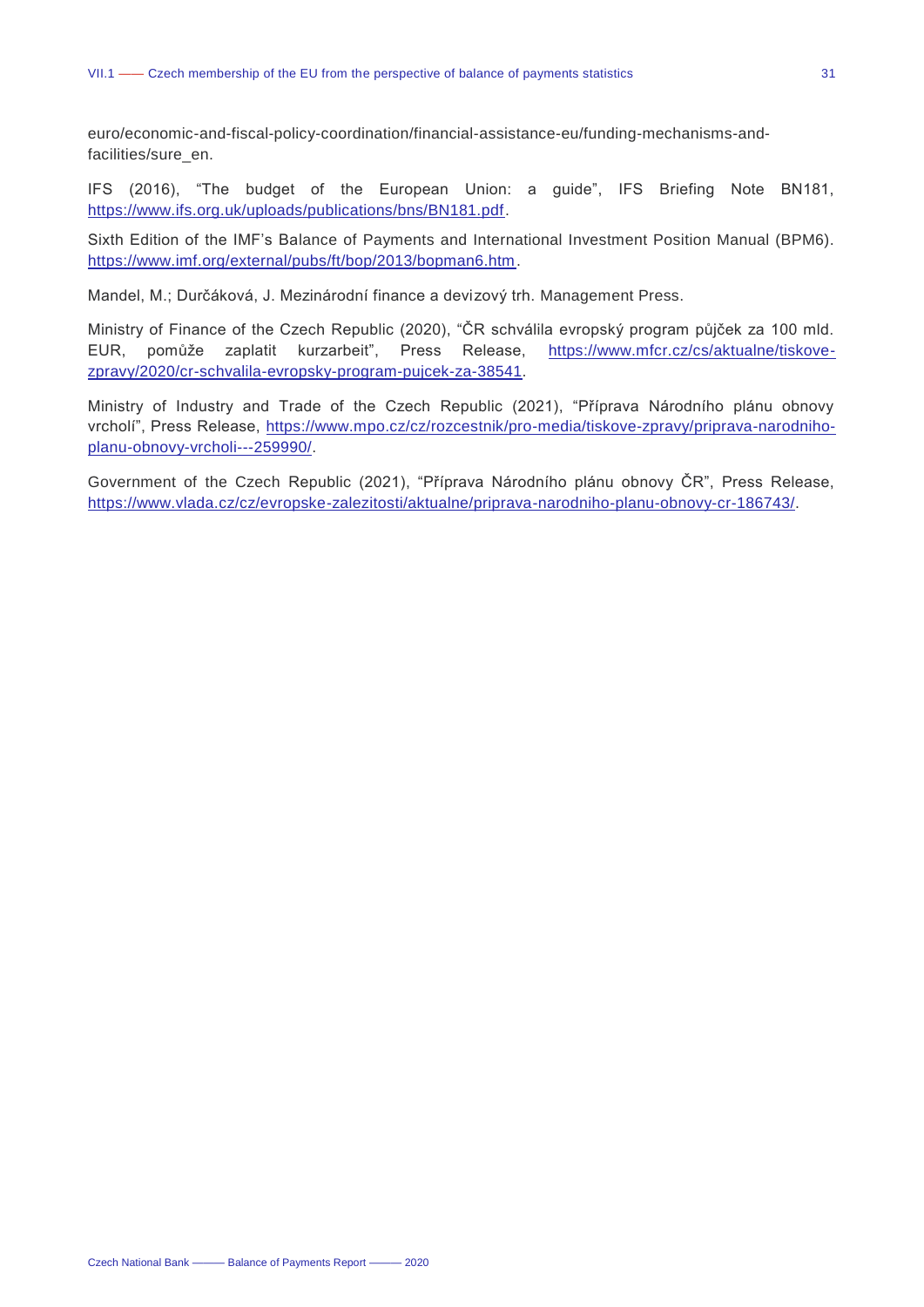euro/economic-and-fiscal-policy-coordination/financial-assistance-eu/funding-mechanisms-and-facilities/sure_en.

IFS (2016), "The budget of the European Union: a guide", IFS Briefing Note BN181, https://www.ifs.org.uk/uploads/publications/bns/BN181.pdf.

Sixth Edition of the IMF's Balance of Payments and International Investment Position Manual (BPM6). https://www.imf.org/external/pubs/ft/bop/2013/bopman6.htm.

Mandel, M.; Durčáková, J. Mezinárodní finance a devizový trh. Management Press.

Ministry of Finance of the Czech Republic (2020), "ČR schválila evropský program půjček za 100 mld. EUR, pomůže zaplatit kurzarbeit", Press Release, https://www.mfcr.cz/cs/aktualne/tiskove-zpravy/2020/cr-schvalila-evropsky-program-pujcek-za-38541.

Ministry of Industry and Trade of the Czech Republic (2021), "Příprava Národního plánu obnovy vrcholí", Press Release, https://www.mpo.cz/cz/rozcestnik/pro-media/tiskove-zpravy/priprava-narodniho-planu-obnovy-vrcholi---259990/.

Government of the Czech Republic (2021), "Příprava Národního plánu obnovy ČR", Press Release, https://www.vlada.cz/cz/evropske-zalezitosti/aktualne/priprava-narodniho-planu-obnovy-cr-186743/.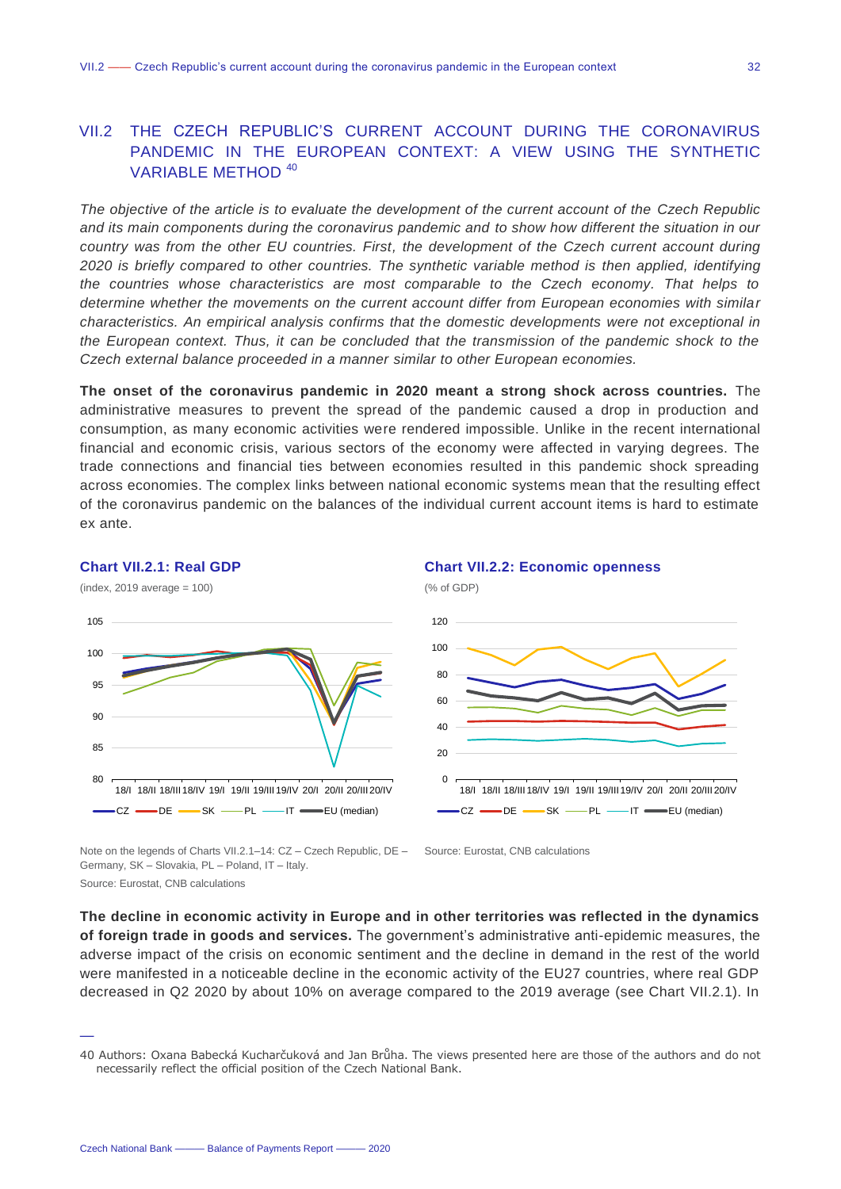## VII.2 THE CZECH REPUBLIC'S CURRENT ACCOUNT DURING THE CORONAVIRUS PANDEMIC IN THE EUROPEAN CONTEXT: A VIEW USING THE SYNTHETIC VARIABLE METHOD [40]

*The objective of the article is to evaluate the development of the current account of the Czech Republic and its main components during the coronavirus pandemic and to show how different the situation in our country was from the other EU countries. First, the development of the Czech current account during 2020 is briefly compared to other countries. The synthetic variable method is then applied, identifying the countries whose characteristics are most comparable to the Czech economy. That helps to determine whether the movements on the current account differ from European economies with similar characteristics. An empirical analysis confirms that the domestic developments were not exceptional in the European context. Thus, it can be concluded that the transmission of the pandemic shock to the Czech external balance proceeded in a manner similar to other European economies.*

**The onset of the coronavirus pandemic in 2020 meant a strong shock across countries.** The administrative measures to prevent the spread of the pandemic caused a drop in production and consumption, as many economic activities were rendered impossible. Unlike in the recent international financial and economic crisis, various sectors of the economy were affected in varying degrees. The trade connections and financial ties between economies resulted in this pandemic shock spreading across economies. The complex links between national economic systems mean that the resulting effect of the coronavirus pandemic on the balances of the individual current account items is hard to estimate ex ante.

**Chart VII.2.1: Real GDP**

(index, 2019 average = 100)

Note on the legends of Charts VII.2.1–14: CZ – Czech Republic, DE – Germany, SK – Slovakia, PL – Poland, IT – Italy.

Source: Eurostat, CNB calculations

**Chart VII.2.2: Economic openness**

(% of GDP)

Source: Eurostat, CNB calculations

**The decline in economic activity in Europe and in other territories was reflected in the dynamics of foreign trade in goods and services.** The government's administrative anti-epidemic measures, the adverse impact of the crisis on economic sentiment and the decline in demand in the rest of the world were manifested in a noticeable decline in the economic activity of the EU27 countries, where real GDP decreased in Q2 2020 by about 10% on average compared to the 2019 average (see Chart VII.2.1). In

---

40 Authors: Oxana Babecká Kucharčuková and Jan Brůha. The views presented here are those of the authors and do not necessarily reflect the official position of the Czech National Bank.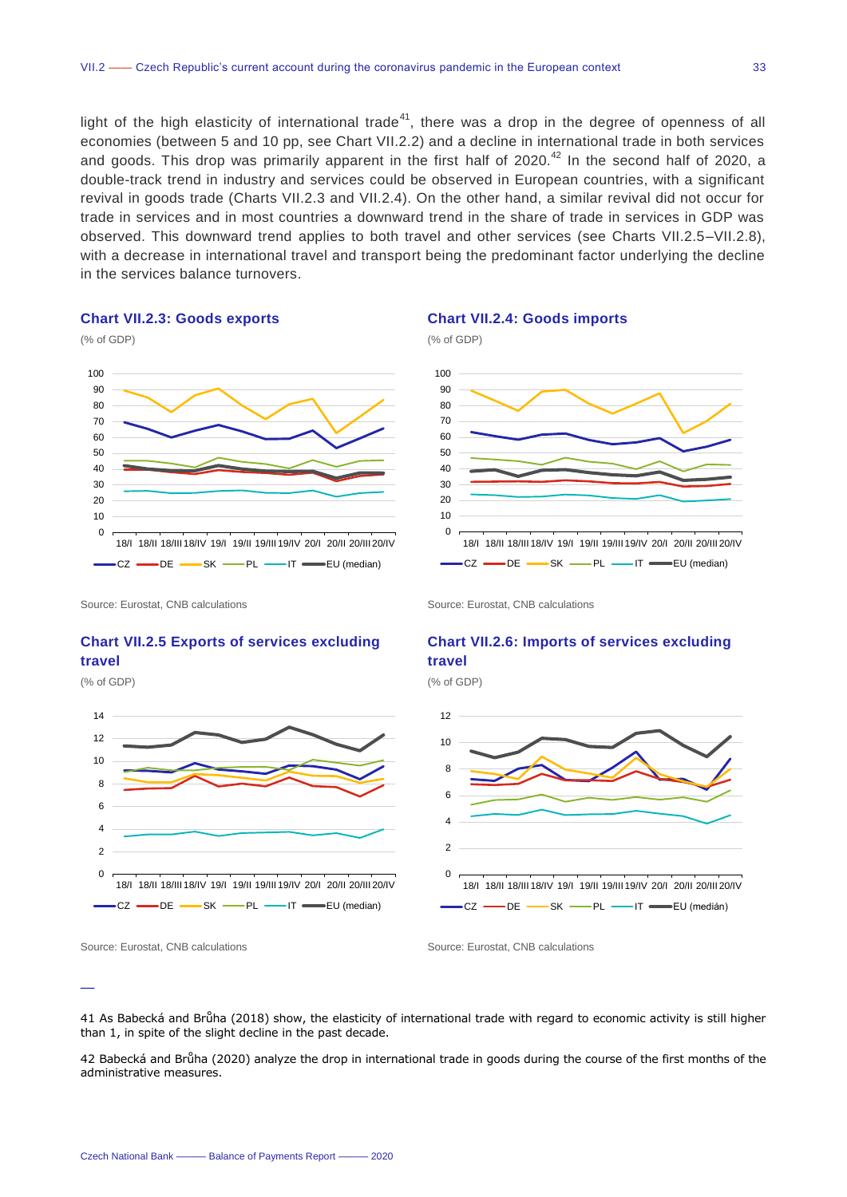light of the high elasticity of international trade[41], there was a drop in the degree of openness of all economies (between 5 and 10 pp, see Chart VII.2.2) and a decline in international trade in both services and goods. This drop was primarily apparent in the first half of 2020.[42] In the second half of 2020, a double-track trend in industry and services could be observed in European countries, with a significant revival in goods trade (Charts VII.2.3 and VII.2.4). On the other hand, a similar revival did not occur for trade in services and in most countries a downward trend in the share of trade in services in GDP was observed. This downward trend applies to both travel and other services (see Charts VII.2.5–VII.2.8), with a decrease in international travel and transport being the predominant factor underlying the decline in the services balance turnovers.

### Chart VII.2.3: Goods exports

(% of GDP)

Source: Eurostat, CNB calculations

### Chart VII.2.4: Goods imports

(% of GDP)

Source: Eurostat, CNB calculations

### Chart VII.2.5 Exports of services excluding travel

(% of GDP)

Source: Eurostat, CNB calculations

### Chart VII.2.6: Imports of services excluding travel

(% of GDP)

Source: Eurostat, CNB calculations

---

41 As Babecká and Brůha (2018) show, the elasticity of international trade with regard to economic activity is still higher than 1, in spite of the slight decline in the past decade.

42 Babecká and Brůha (2020) analyze the drop in international trade in goods during the course of the first months of the administrative measures.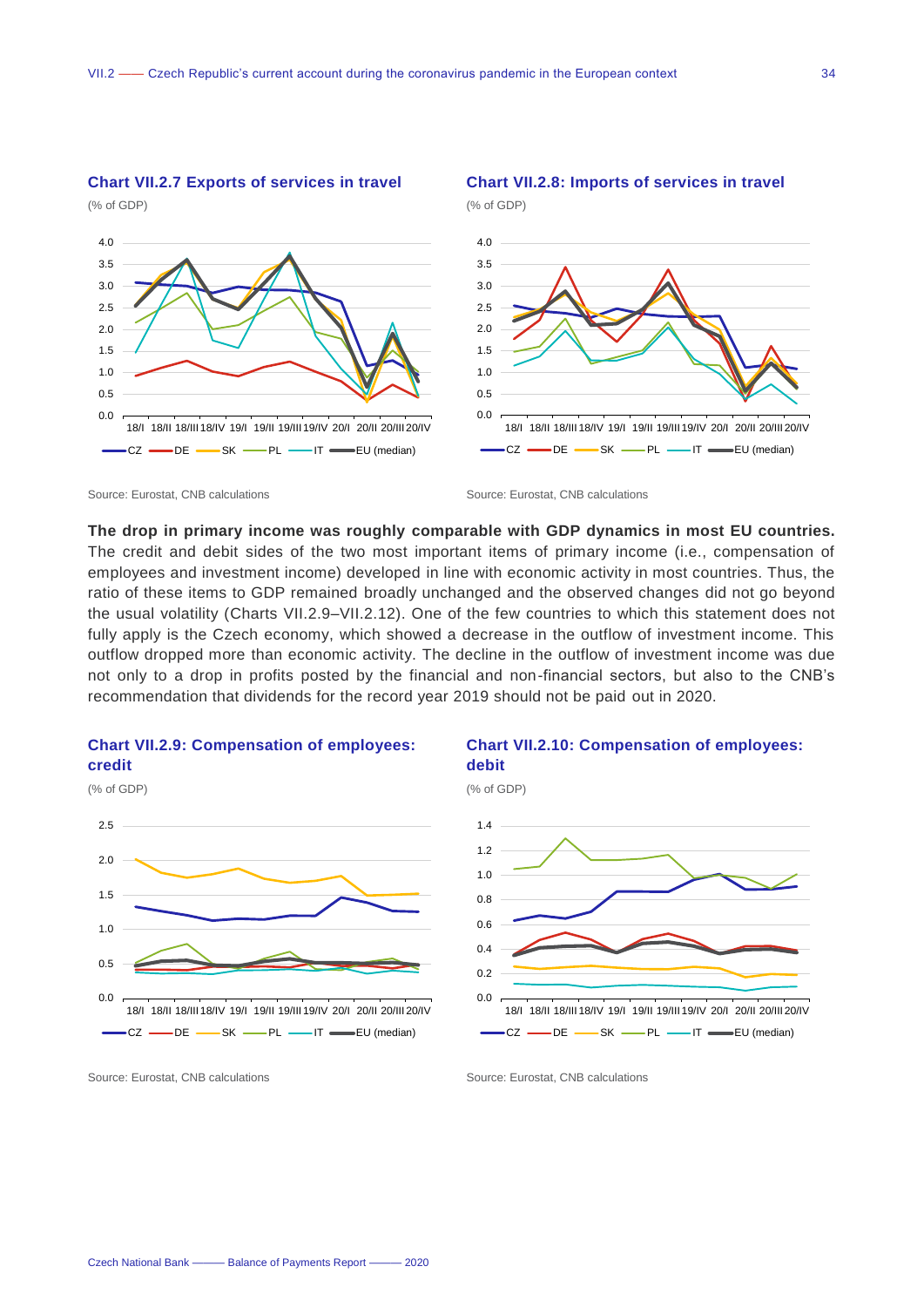**Chart VII.2.7 Exports of services in travel**

(% of GDP)

Source: Eurostat, CNB calculations

**Chart VII.2.8: Imports of services in travel**

(% of GDP)

Source: Eurostat, CNB calculations

**The drop in primary income was roughly comparable with GDP dynamics in most EU countries.** The credit and debit sides of the two most important items of primary income (i.e., compensation of employees and investment income) developed in line with economic activity in most countries. Thus, the ratio of these items to GDP remained broadly unchanged and the observed changes did not go beyond the usual volatility (Charts VII.2.9–VII.2.12). One of the few countries to which this statement does not fully apply is the Czech economy, which showed a decrease in the outflow of investment income. This outflow dropped more than economic activity. The decline in the outflow of investment income was due not only to a drop in profits posted by the financial and non-financial sectors, but also to the CNB's recommendation that dividends for the record year 2019 should not be paid out in 2020.

**Chart VII.2.9: Compensation of employees: credit**

(% of GDP)

Source: Eurostat, CNB calculations

**Chart VII.2.10: Compensation of employees: debit**

(% of GDP)

Source: Eurostat, CNB calculations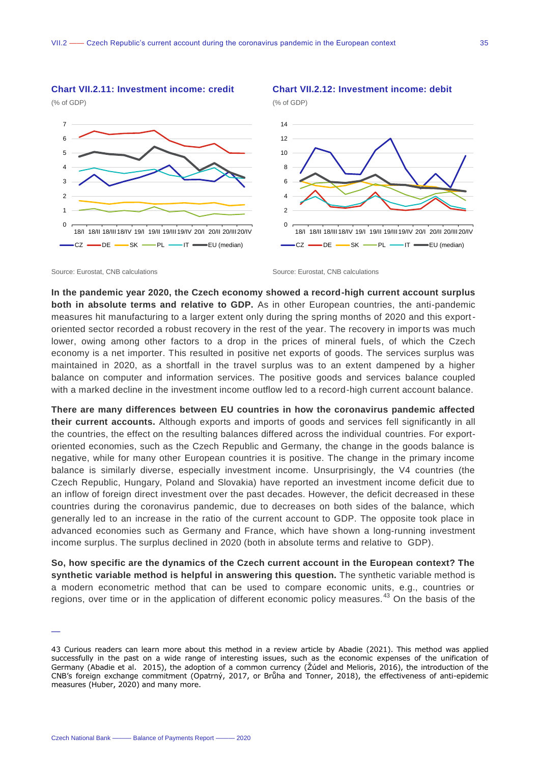**Chart VII.2.11: Investment income: credit**

(% of GDP)

Source: Eurostat, CNB calculations

**Chart VII.2.12: Investment income: debit**

(% of GDP)

Source: Eurostat, CNB calculations

**In the pandemic year 2020, the Czech economy showed a record-high current account surplus both in absolute terms and relative to GDP.** As in other European countries, the anti-pandemic measures hit manufacturing to a larger extent only during the spring months of 2020 and this export-oriented sector recorded a robust recovery in the rest of the year. The recovery in imports was much lower, owing among other factors to a drop in the prices of mineral fuels, of which the Czech economy is a net importer. This resulted in positive net exports of goods. The services surplus was maintained in 2020, as a shortfall in the travel surplus was to an extent dampened by a higher balance on computer and information services. The positive goods and services balance coupled with a marked decline in the investment income outflow led to a record-high current account balance.

**There are many differences between EU countries in how the coronavirus pandemic affected their current accounts.** Although exports and imports of goods and services fell significantly in all the countries, the effect on the resulting balances differed across the individual countries. For export-oriented economies, such as the Czech Republic and Germany, the change in the goods balance is negative, while for many other European countries it is positive. The change in the primary income balance is similarly diverse, especially investment income. Unsurprisingly, the V4 countries (the Czech Republic, Hungary, Poland and Slovakia) have reported an investment income deficit due to an inflow of foreign direct investment over the past decades. However, the deficit decreased in these countries during the coronavirus pandemic, due to decreases on both sides of the balance, which generally led to an increase in the ratio of the current account to GDP. The opposite took place in advanced economies such as Germany and France, which have shown a long-running investment income surplus. The surplus declined in 2020 (both in absolute terms and relative to GDP).

**So, how specific are the dynamics of the Czech current account in the European context? The synthetic variable method is helpful in answering this question.** The synthetic variable method is a modern econometric method that can be used to compare economic units, e.g., countries or regions, over time or in the application of different economic policy measures.[43] On the basis of the

---

43 Curious readers can learn more about this method in a review article by Abadie (2021). This method was applied successfully in the past on a wide range of interesting issues, such as the economic expenses of the unification of Germany (Abadie et al. 2015), the adoption of a common currency (Žúdel and Melioris, 2016), the introduction of the CNB's foreign exchange commitment (Opatrný, 2017, or Brůha and Tonner, 2018), the effectiveness of anti-epidemic measures (Huber, 2020) and many more.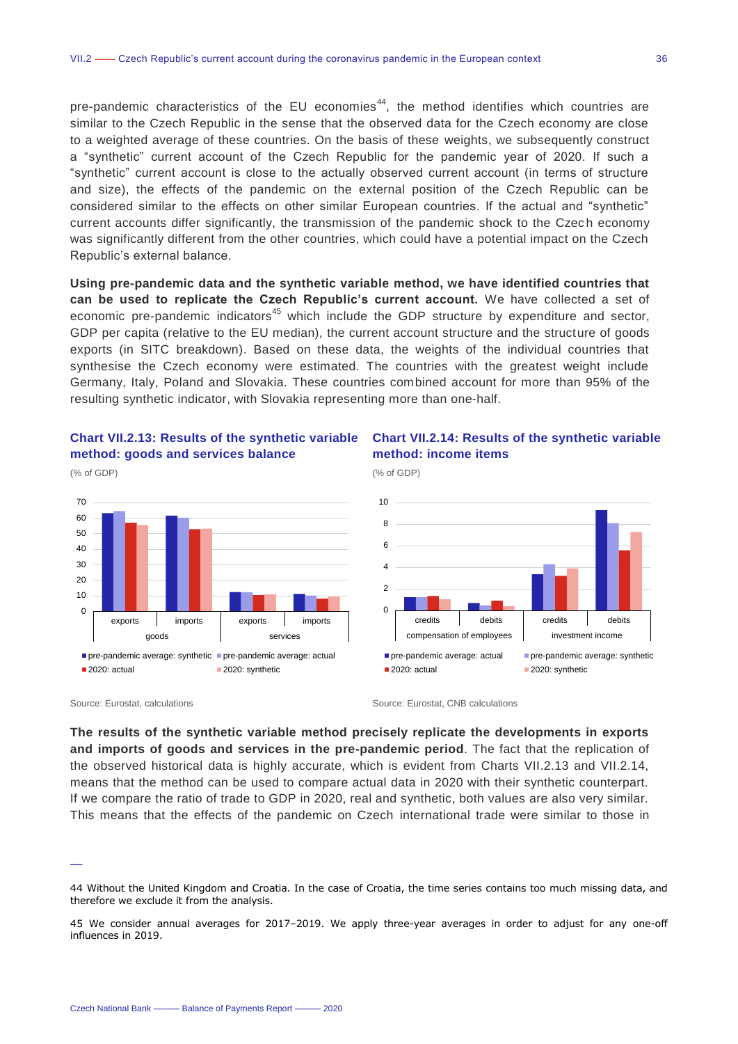pre-pandemic characteristics of the EU economies[44], the method identifies which countries are similar to the Czech Republic in the sense that the observed data for the Czech economy are close to a weighted average of these countries. On the basis of these weights, we subsequently construct a "synthetic" current account of the Czech Republic for the pandemic year of 2020. If such a "synthetic" current account is close to the actually observed current account (in terms of structure and size), the effects of the pandemic on the external position of the Czech Republic can be considered similar to the effects on other similar European countries. If the actual and "synthetic" current accounts differ significantly, the transmission of the pandemic shock to the Czech economy was significantly different from the other countries, which could have a potential impact on the Czech Republic's external balance.

**Using pre-pandemic data and the synthetic variable method, we have identified countries that can be used to replicate the Czech Republic's current account.** We have collected a set of economic pre-pandemic indicators[45] which include the GDP structure by expenditure and sector, GDP per capita (relative to the EU median), the current account structure and the structure of goods exports (in SITC breakdown). Based on these data, the weights of the individual countries that synthesise the Czech economy were estimated. The countries with the greatest weight include Germany, Italy, Poland and Slovakia. These countries combined account for more than 95% of the resulting synthetic indicator, with Slovakia representing more than one-half.

**Chart VII.2.13: Results of the synthetic variable method: goods and services balance**

(% of GDP)

Source: Eurostat, calculations

**Chart VII.2.14: Results of the synthetic variable method: income items**

(% of GDP)

Source: Eurostat, CNB calculations

**The results of the synthetic variable method precisely replicate the developments in exports and imports of goods and services in the pre-pandemic period**. The fact that the replication of the observed historical data is highly accurate, which is evident from Charts VII.2.13 and VII.2.14, means that the method can be used to compare actual data in 2020 with their synthetic counterpart. If we compare the ratio of trade to GDP in 2020, real and synthetic, both values are also very similar. This means that the effects of the pandemic on Czech international trade were similar to those in

44 Without the United Kingdom and Croatia. In the case of Croatia, the time series contains too much missing data, and therefore we exclude it from the analysis.

45 We consider annual averages for 2017–2019. We apply three-year averages in order to adjust for any one-off influences in 2019.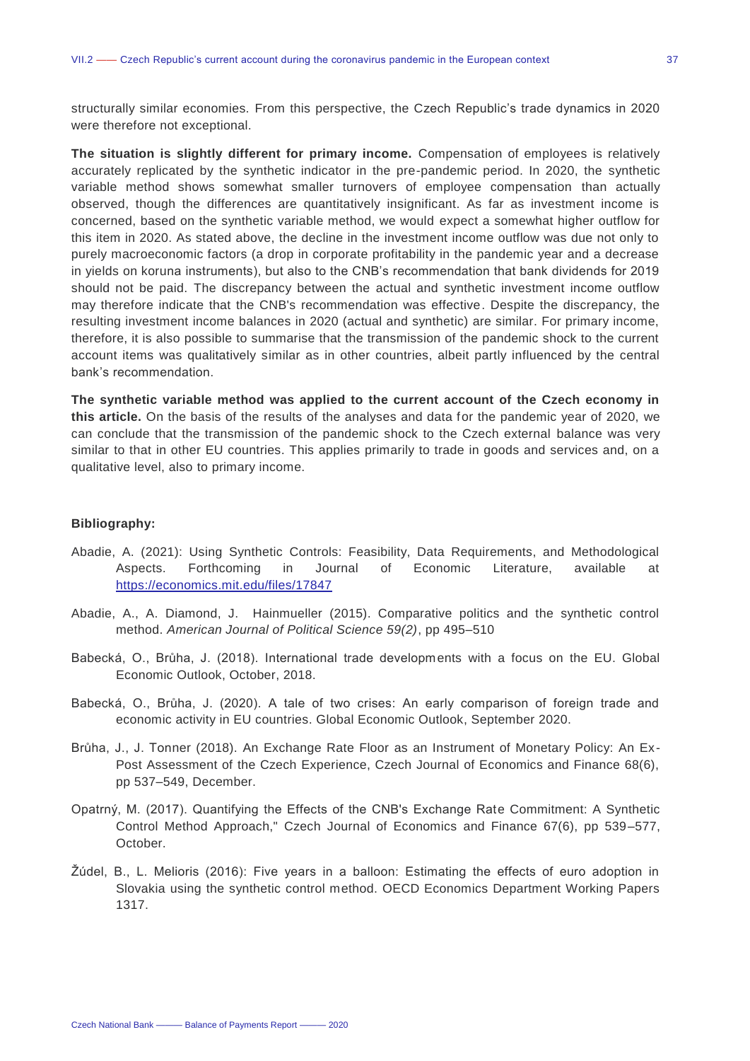structurally similar economies. From this perspective, the Czech Republic's trade dynamics in 2020 were therefore not exceptional.

**The situation is slightly different for primary income.** Compensation of employees is relatively accurately replicated by the synthetic indicator in the pre-pandemic period. In 2020, the synthetic variable method shows somewhat smaller turnovers of employee compensation than actually observed, though the differences are quantitatively insignificant. As far as investment income is concerned, based on the synthetic variable method, we would expect a somewhat higher outflow for this item in 2020. As stated above, the decline in the investment income outflow was due not only to purely macroeconomic factors (a drop in corporate profitability in the pandemic year and a decrease in yields on koruna instruments), but also to the CNB's recommendation that bank dividends for 2019 should not be paid. The discrepancy between the actual and synthetic investment income outflow may therefore indicate that the CNB's recommendation was effective. Despite the discrepancy, the resulting investment income balances in 2020 (actual and synthetic) are similar. For primary income, therefore, it is also possible to summarise that the transmission of the pandemic shock to the current account items was qualitatively similar as in other countries, albeit partly influenced by the central bank's recommendation.

**The synthetic variable method was applied to the current account of the Czech economy in this article.** On the basis of the results of the analyses and data for the pandemic year of 2020, we can conclude that the transmission of the pandemic shock to the Czech external balance was very similar to that in other EU countries. This applies primarily to trade in goods and services and, on a qualitative level, also to primary income.

**Bibliography:**

Abadie, A. (2021): Using Synthetic Controls: Feasibility, Data Requirements, and Methodological Aspects. Forthcoming in Journal of Economic Literature, available at https://economics.mit.edu/files/17847

Abadie, A., A. Diamond, J. Hainmueller (2015). Comparative politics and the synthetic control method. *American Journal of Political Science 59(2)*, pp 495–510

Babecká, O., Brůha, J. (2018). International trade developments with a focus on the EU. Global Economic Outlook, October, 2018.

Babecká, O., Brůha, J. (2020). A tale of two crises: An early comparison of foreign trade and economic activity in EU countries. Global Economic Outlook, September 2020.

Brůha, J., J. Tonner (2018). An Exchange Rate Floor as an Instrument of Monetary Policy: An Ex-Post Assessment of the Czech Experience, Czech Journal of Economics and Finance 68(6), pp 537–549, December.

Opatrný, M. (2017). Quantifying the Effects of the CNB's Exchange Rate Commitment: A Synthetic Control Method Approach," Czech Journal of Economics and Finance 67(6), pp 539–577, October.

Žúdel, B., L. Melioris (2016): Five years in a balloon: Estimating the effects of euro adoption in Slovakia using the synthetic control method. OECD Economics Department Working Papers 1317.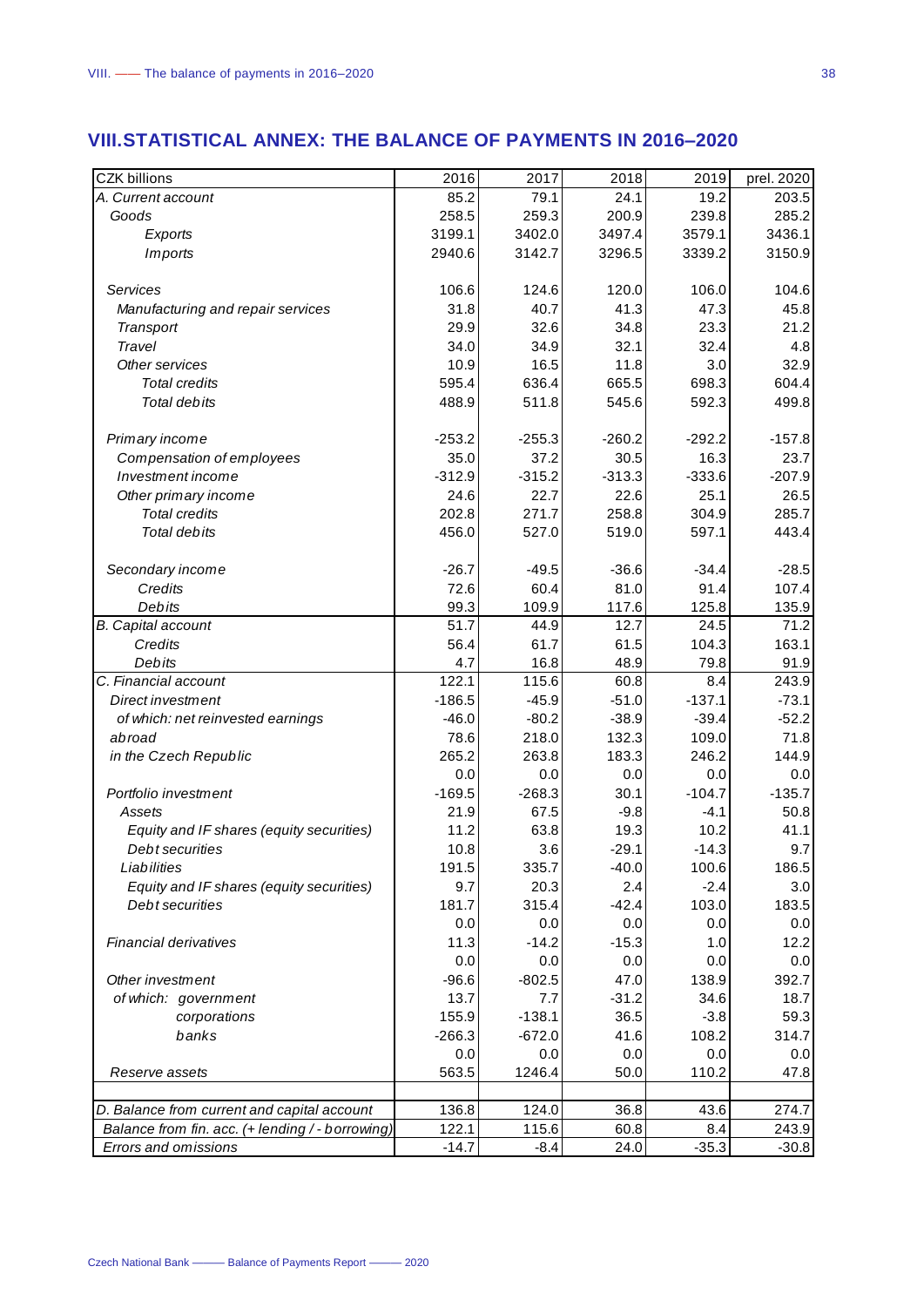## VIII. STATISTICAL ANNEX: THE BALANCE OF PAYMENTS IN 2016–2020

| CZK billions | 2016 | 2017 | 2018 | 2019 | prel. 2020 |
|---|---|---|---|---|---|
| *A. Current account* | 85.2 | 79.1 | 24.1 | 19.2 | 203.5 |
| *Goods* | 258.5 | 259.3 | 200.9 | 239.8 | 285.2 |
| *Exports* | 3199.1 | 3402.0 | 3497.4 | 3579.1 | 3436.1 |
| *Imports* | 2940.6 | 3142.7 | 3296.5 | 3339.2 | 3150.9 |
| | | | | | |
| *Services* | 106.6 | 124.6 | 120.0 | 106.0 | 104.6 |
| *Manufacturing and repair services* | 31.8 | 40.7 | 41.3 | 47.3 | 45.8 |
| *Transport* | 29.9 | 32.6 | 34.8 | 23.3 | 21.2 |
| *Travel* | 34.0 | 34.9 | 32.1 | 32.4 | 4.8 |
| *Other services* | 10.9 | 16.5 | 11.8 | 3.0 | 32.9 |
| *Total credits* | 595.4 | 636.4 | 665.5 | 698.3 | 604.4 |
| *Total debits* | 488.9 | 511.8 | 545.6 | 592.3 | 499.8 |
| | | | | | |
| *Primary income* | -253.2 | -255.3 | -260.2 | -292.2 | -157.8 |
| *Compensation of employees* | 35.0 | 37.2 | 30.5 | 16.3 | 23.7 |
| *Investment income* | -312.9 | -315.2 | -313.3 | -333.6 | -207.9 |
| *Other primary income* | 24.6 | 22.7 | 22.6 | 25.1 | 26.5 |
| *Total credits* | 202.8 | 271.7 | 258.8 | 304.9 | 285.7 |
| *Total debits* | 456.0 | 527.0 | 519.0 | 597.1 | 443.4 |
| | | | | | |
| *Secondary income* | -26.7 | -49.5 | -36.6 | -34.4 | -28.5 |
| *Credits* | 72.6 | 60.4 | 81.0 | 91.4 | 107.4 |
| *Debits* | 99.3 | 109.9 | 117.6 | 125.8 | 135.9 |
| *B. Capital account* | 51.7 | 44.9 | 12.7 | 24.5 | 71.2 |
| *Credits* | 56.4 | 61.7 | 61.5 | 104.3 | 163.1 |
| *Debits* | 4.7 | 16.8 | 48.9 | 79.8 | 91.9 |
| *C. Financial account* | 122.1 | 115.6 | 60.8 | 8.4 | 243.9 |
| *Direct investment* | -186.5 | -45.9 | -51.0 | -137.1 | -73.1 |
| *of which: net reinvested earnings* | -46.0 | -80.2 | -38.9 | -39.4 | -52.2 |
| *abroad* | 78.6 | 218.0 | 132.3 | 109.0 | 71.8 |
| *in the Czech Republic* | 265.2 | 263.8 | 183.3 | 246.2 | 144.9 |
| | 0.0 | 0.0 | 0.0 | 0.0 | 0.0 |
| *Portfolio investment* | -169.5 | -268.3 | 30.1 | -104.7 | -135.7 |
| *Assets* | 21.9 | 67.5 | -9.8 | -4.1 | 50.8 |
| *Equity and IF shares (equity securities)* | 11.2 | 63.8 | 19.3 | 10.2 | 41.1 |
| *Debt securities* | 10.8 | 3.6 | -29.1 | -14.3 | 9.7 |
| *Liabilities* | 191.5 | 335.7 | -40.0 | 100.6 | 186.5 |
| *Equity and IF shares (equity securities)* | 9.7 | 20.3 | 2.4 | -2.4 | 3.0 |
| *Debt securities* | 181.7 | 315.4 | -42.4 | 103.0 | 183.5 |
| | 0.0 | 0.0 | 0.0 | 0.0 | 0.0 |
| *Financial derivatives* | 11.3 | -14.2 | -15.3 | 1.0 | 12.2 |
| | 0.0 | 0.0 | 0.0 | 0.0 | 0.0 |
| *Other investment* | -96.6 | -802.5 | 47.0 | 138.9 | 392.7 |
| *of which: government* | 13.7 | 7.7 | -31.2 | 34.6 | 18.7 |
| *corporations* | 155.9 | -138.1 | 36.5 | -3.8 | 59.3 |
| *banks* | -266.3 | -672.0 | 41.6 | 108.2 | 314.7 |
| | 0.0 | 0.0 | 0.0 | 0.0 | 0.0 |
| *Reserve assets* | 563.5 | 1246.4 | 50.0 | 110.2 | 47.8 |
| | | | | | |
| *D. Balance from current and capital account* | 136.8 | 124.0 | 36.8 | 43.6 | 274.7 |
| *Balance from fin. acc. (+ lending / - borrowing)* | 122.1 | 115.6 | 60.8 | 8.4 | 243.9 |
| *Errors and omissions* | -14.7 | -8.4 | 24.0 | -35.3 | -30.8 |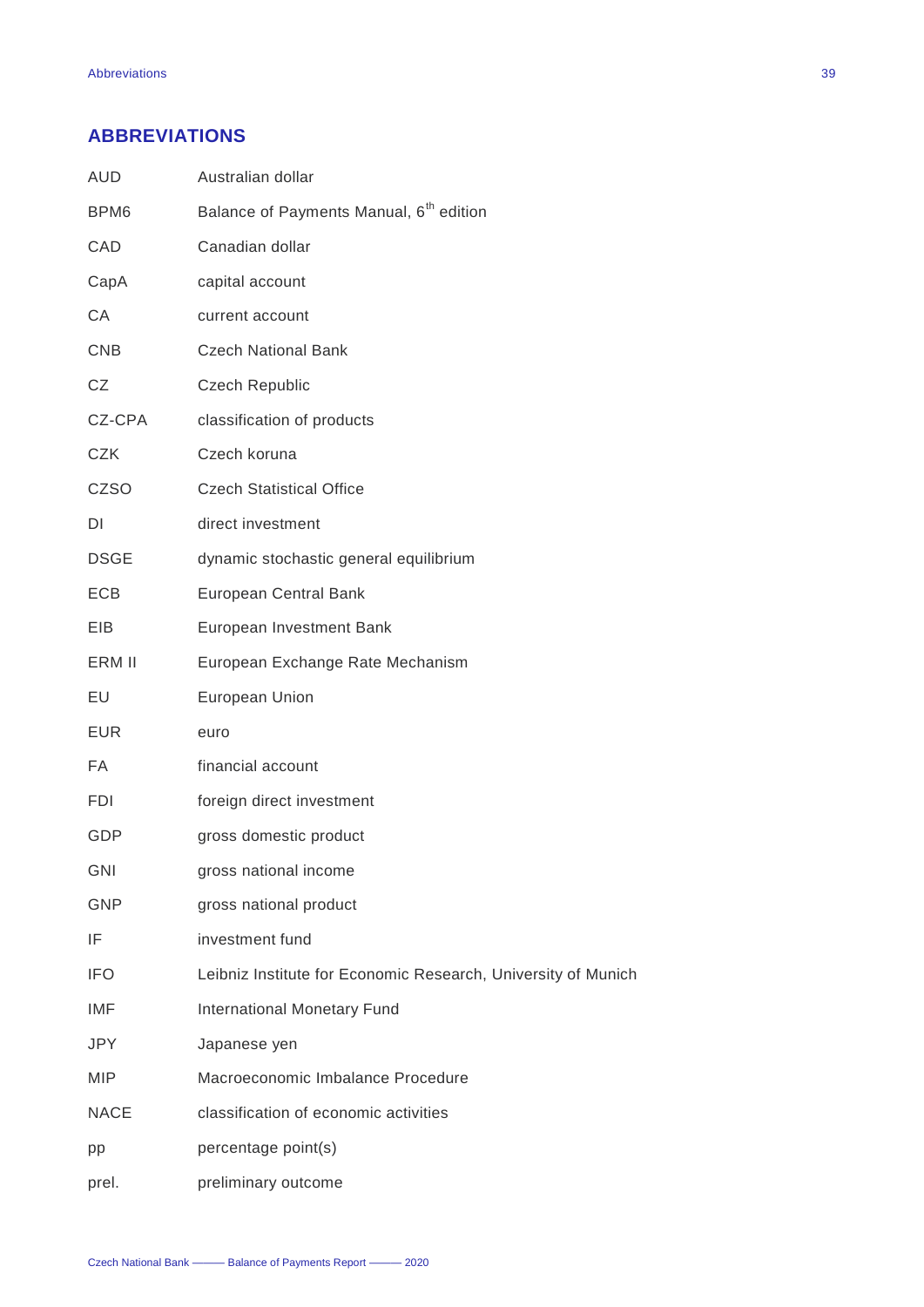## ABBREVIATIONS

| | |
|---|---|
| AUD | Australian dollar |
| BPM6 | Balance of Payments Manual, 6th edition |
| CAD | Canadian dollar |
| CapA | capital account |
| CA | current account |
| CNB | Czech National Bank |
| CZ | Czech Republic |
| CZ-CPA | classification of products |
| CZK | Czech koruna |
| CZSO | Czech Statistical Office |
| DI | direct investment |
| DSGE | dynamic stochastic general equilibrium |
| ECB | European Central Bank |
| EIB | European Investment Bank |
| ERM II | European Exchange Rate Mechanism |
| EU | European Union |
| EUR | euro |
| FA | financial account |
| FDI | foreign direct investment |
| GDP | gross domestic product |
| GNI | gross national income |
| GNP | gross national product |
| IF | investment fund |
| IFO | Leibniz Institute for Economic Research, University of Munich |
| IMF | International Monetary Fund |
| JPY | Japanese yen |
| MIP | Macroeconomic Imbalance Procedure |
| NACE | classification of economic activities |
| pp | percentage point(s) |
| prel. | preliminary outcome |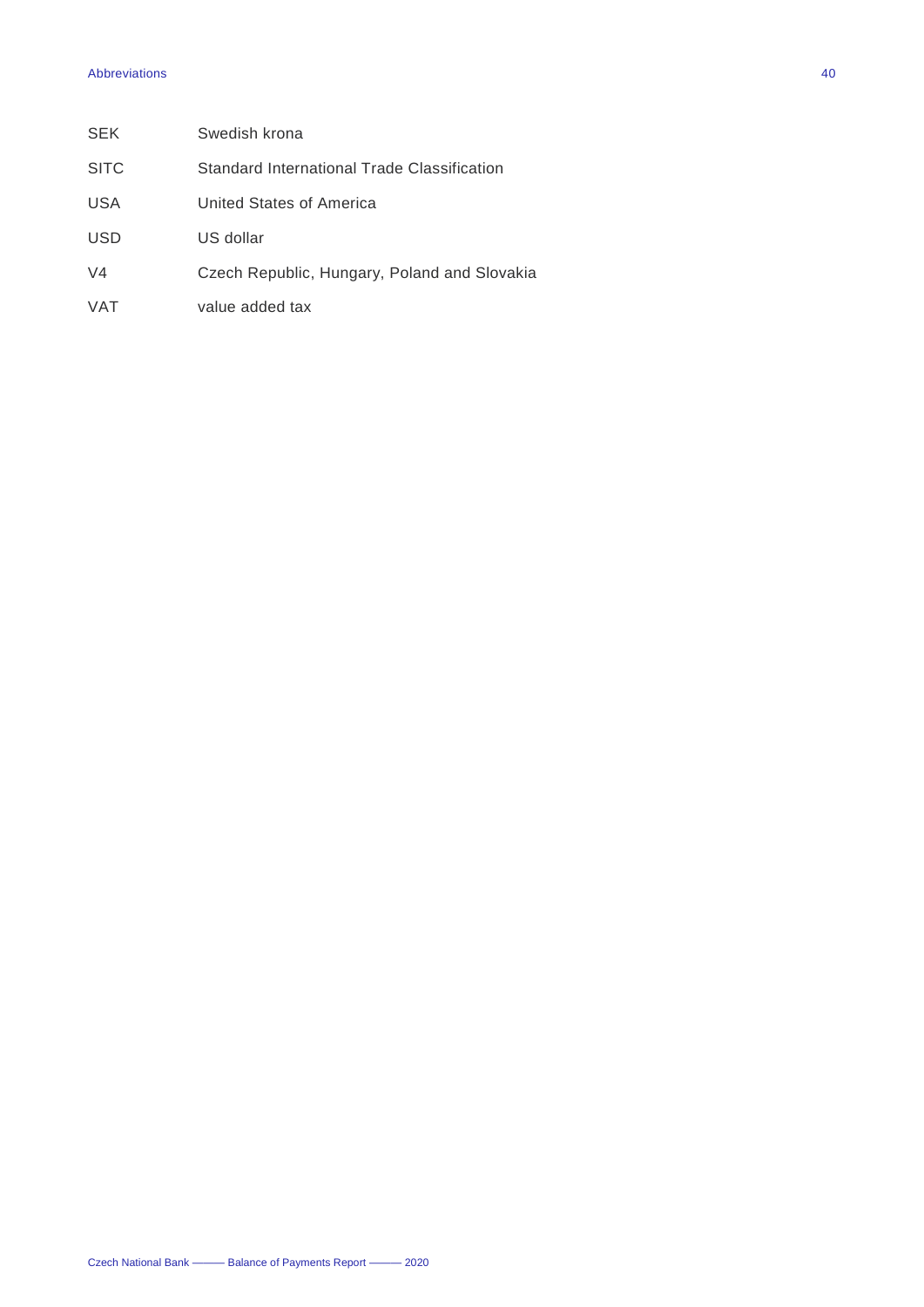| | |
|---|---|
| SEK | Swedish krona |
| SITC | Standard International Trade Classification |
| USA | United States of America |
| USD | US dollar |
| V4 | Czech Republic, Hungary, Poland and Slovakia |
| VAT | value added tax |